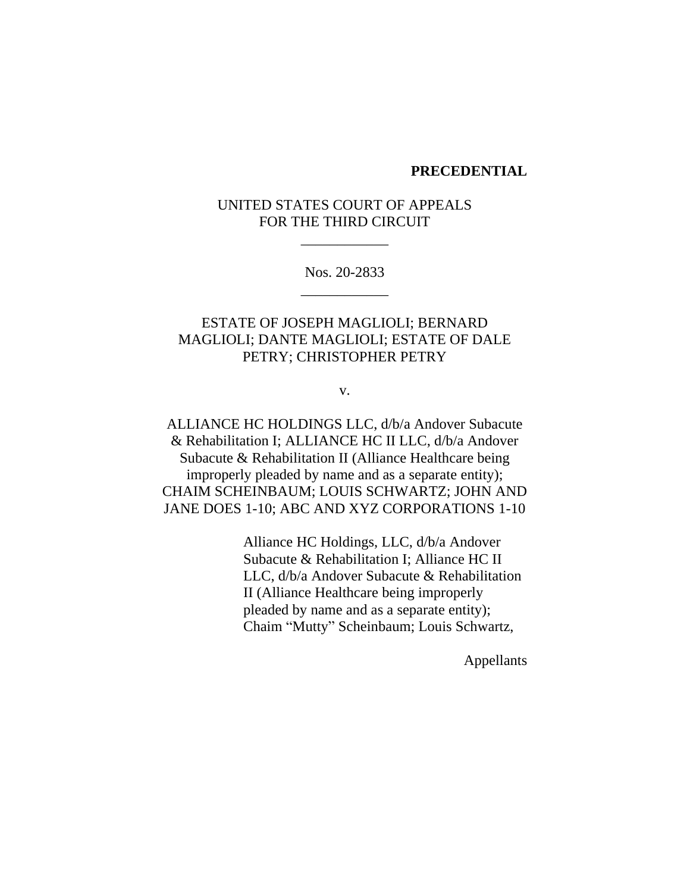**PRECEDENTIAL**

UNITED STATES COURT OF APPEALS
FOR THE THIRD CIRCUIT

\_\_\_\_\_\_\_\_\_\_\_\_

Nos. 20-2833

\_\_\_\_\_\_\_\_\_\_\_\_

ESTATE OF JOSEPH MAGLIOLI; BERNARD MAGLIOLI; DANTE MAGLIOLI; ESTATE OF DALE PETRY; CHRISTOPHER PETRY

v.

ALLIANCE HC HOLDINGS LLC, d/b/a Andover Subacute & Rehabilitation I; ALLIANCE HC II LLC, d/b/a Andover Subacute & Rehabilitation II (Alliance Healthcare being improperly pleaded by name and as a separate entity); CHAIM SCHEINBAUM; LOUIS SCHWARTZ; JOHN AND JANE DOES 1-10; ABC AND XYZ CORPORATIONS 1-10

Alliance HC Holdings, LLC, d/b/a Andover Subacute & Rehabilitation I; Alliance HC II LLC, d/b/a Andover Subacute & Rehabilitation II (Alliance Healthcare being improperly pleaded by name and as a separate entity); Chaim "Mutty" Scheinbaum; Louis Schwartz,

Appellants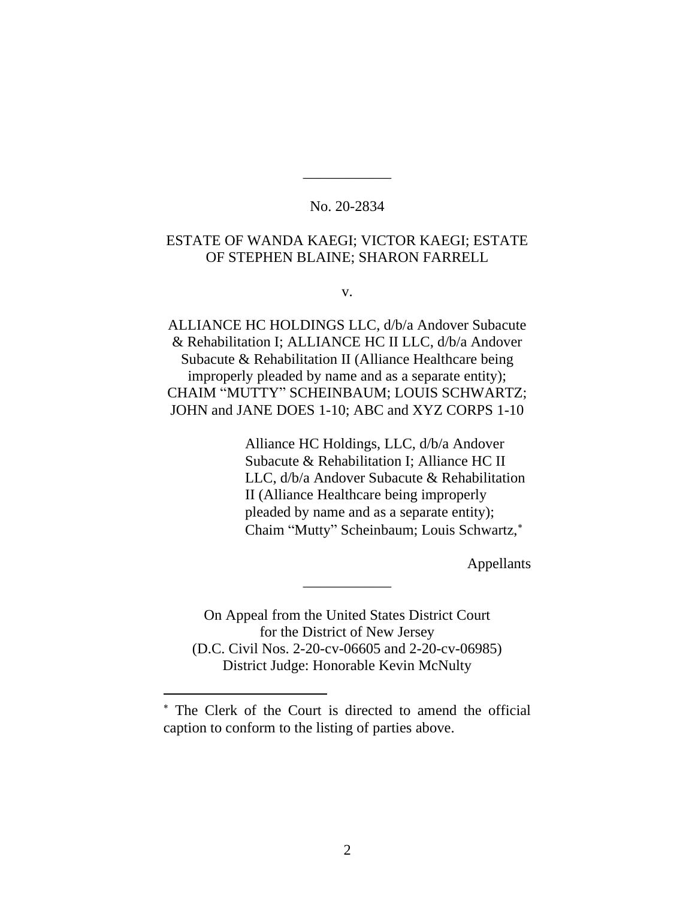No. 20-2834

ESTATE OF WANDA KAEGI; VICTOR KAEGI; ESTATE OF STEPHEN BLAINE; SHARON FARRELL

v.

ALLIANCE HC HOLDINGS LLC, d/b/a Andover Subacute & Rehabilitation I; ALLIANCE HC II LLC, d/b/a Andover Subacute & Rehabilitation II (Alliance Healthcare being improperly pleaded by name and as a separate entity); CHAIM "MUTTY" SCHEINBAUM; LOUIS SCHWARTZ; JOHN and JANE DOES 1-10; ABC and XYZ CORPS 1-10

Alliance HC Holdings, LLC, d/b/a Andover Subacute & Rehabilitation I; Alliance HC II LLC, d/b/a Andover Subacute & Rehabilitation II (Alliance Healthcare being improperly pleaded by name and as a separate entity); Chaim "Mutty" Scheinbaum; Louis Schwartz,*

Appellants

On Appeal from the United States District Court for the District of New Jersey
(D.C. Civil Nos. 2-20-cv-06605 and 2-20-cv-06985)
District Judge: Honorable Kevin McNulty

* The Clerk of the Court is directed to amend the official caption to conform to the listing of parties above.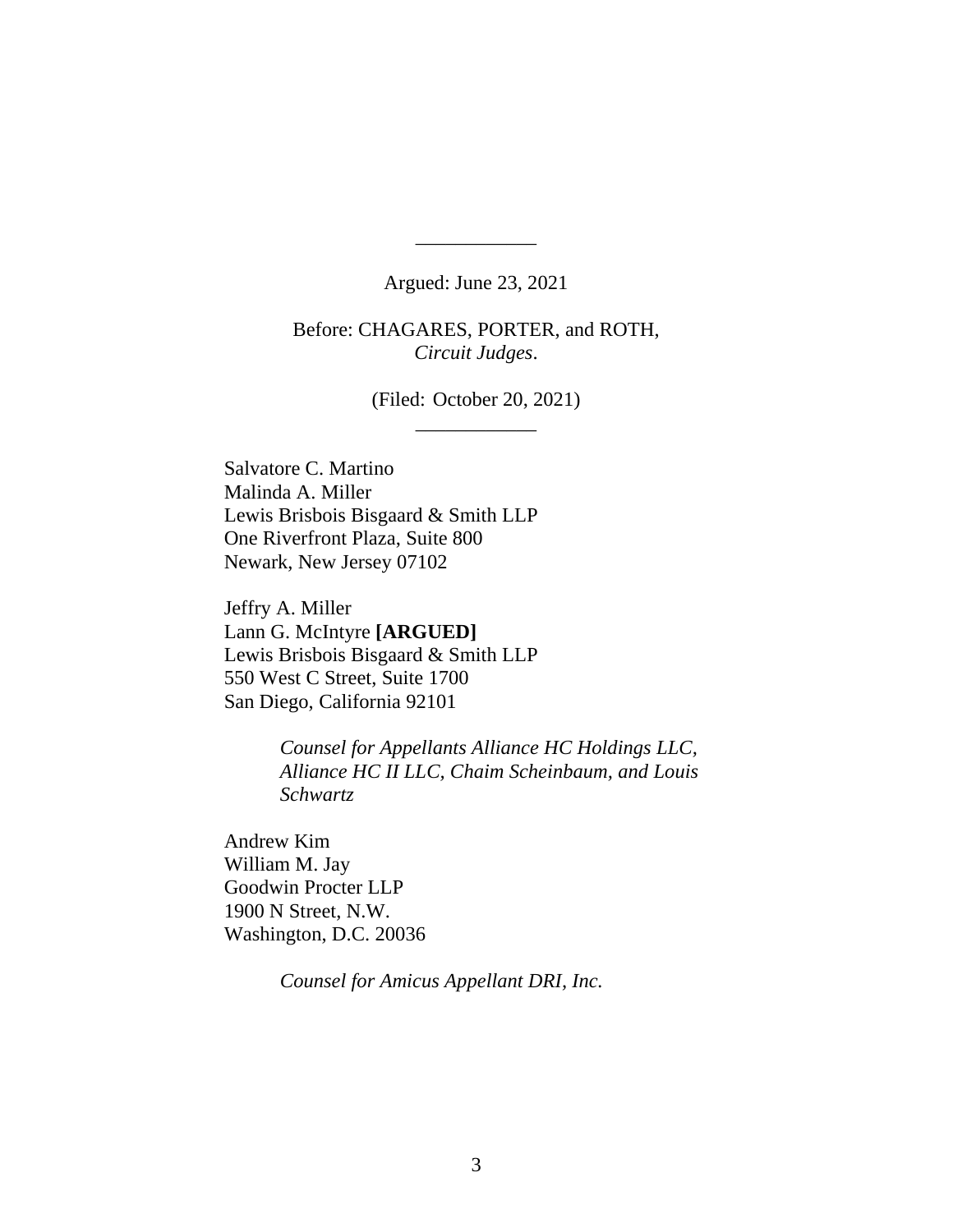---

Argued: June 23, 2021

Before: CHAGARES, PORTER, and ROTH, *Circuit Judges*.

(Filed: October 20, 2021)

---

Salvatore C. Martino
Malinda A. Miller
Lewis Brisbois Bisgaard & Smith LLP
One Riverfront Plaza, Suite 800
Newark, New Jersey 07102

Jeffry A. Miller
Lann G. McIntyre **[ARGUED]**
Lewis Brisbois Bisgaard & Smith LLP
550 West C Street, Suite 1700
San Diego, California 92101

> *Counsel for Appellants Alliance HC Holdings LLC, Alliance HC II LLC, Chaim Scheinbaum, and Louis Schwartz*

Andrew Kim
William M. Jay
Goodwin Procter LLP
1900 N Street, N.W.
Washington, D.C. 20036

> *Counsel for Amicus Appellant DRI, Inc.*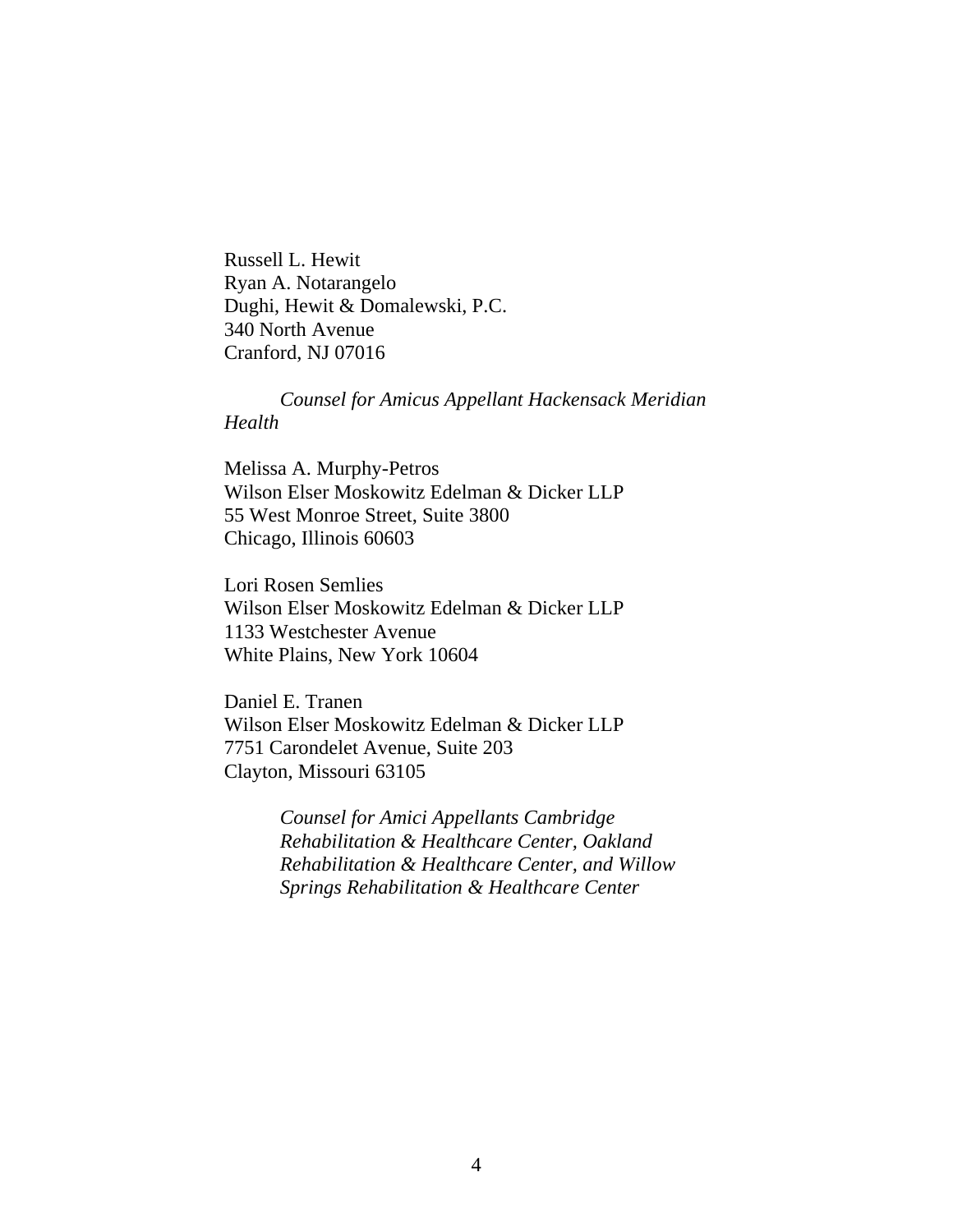Russell L. Hewit
Ryan A. Notarangelo
Dughi, Hewit & Domalewski, P.C.
340 North Avenue
Cranford, NJ 07016

*Counsel for Amicus Appellant Hackensack Meridian Health*

Melissa A. Murphy-Petros
Wilson Elser Moskowitz Edelman & Dicker LLP
55 West Monroe Street, Suite 3800
Chicago, Illinois 60603

Lori Rosen Semlies
Wilson Elser Moskowitz Edelman & Dicker LLP
1133 Westchester Avenue
White Plains, New York 10604

Daniel E. Tranen
Wilson Elser Moskowitz Edelman & Dicker LLP
7751 Carondelet Avenue, Suite 203
Clayton, Missouri 63105

*Counsel for Amici Appellants Cambridge Rehabilitation & Healthcare Center, Oakland Rehabilitation & Healthcare Center, and Willow Springs Rehabilitation & Healthcare Center*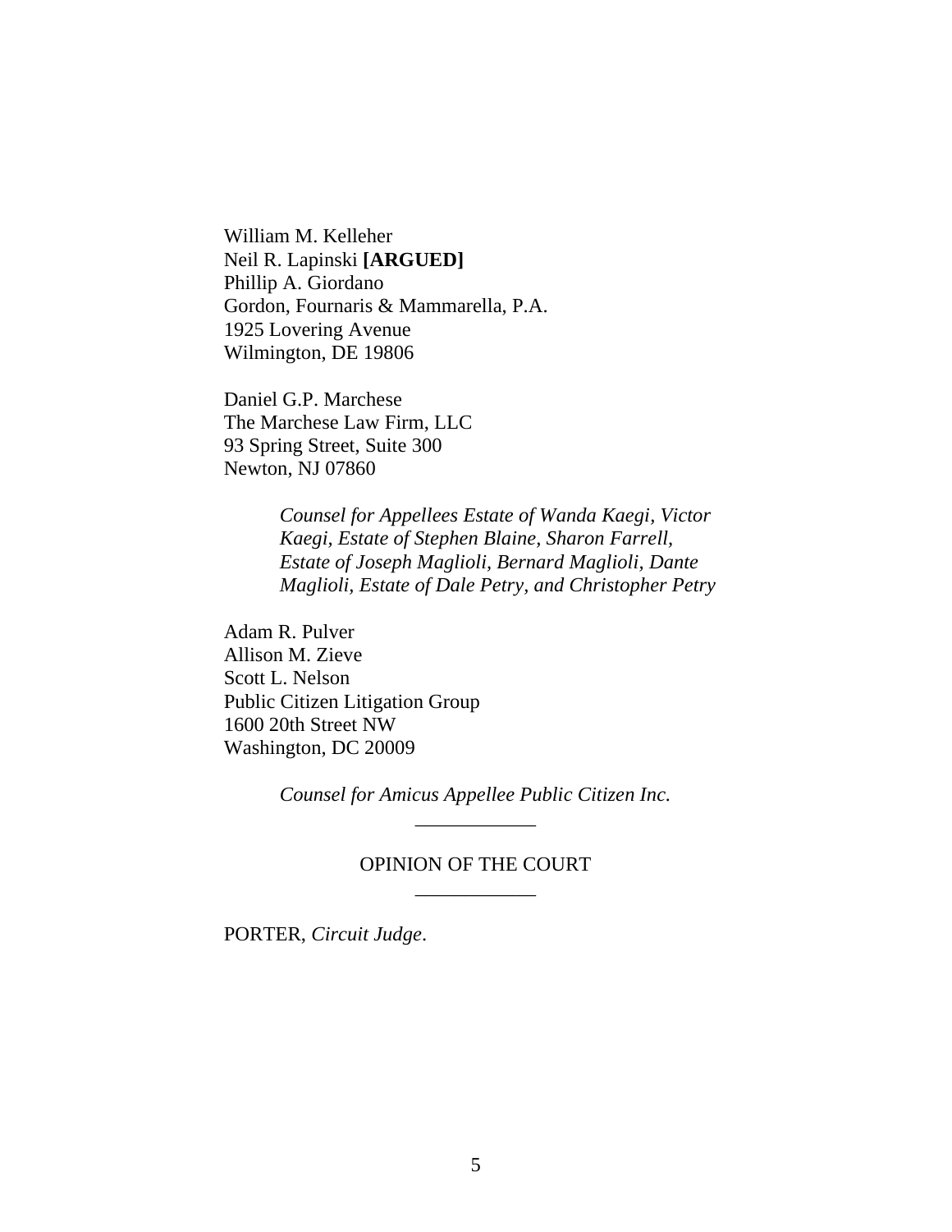William M. Kelleher
Neil R. Lapinski **[ARGUED]**
Phillip A. Giordano
Gordon, Fournaris & Mammarella, P.A.
1925 Lovering Avenue
Wilmington, DE 19806

Daniel G.P. Marchese
The Marchese Law Firm, LLC
93 Spring Street, Suite 300
Newton, NJ 07860

> *Counsel for Appellees Estate of Wanda Kaegi, Victor Kaegi, Estate of Stephen Blaine, Sharon Farrell, Estate of Joseph Maglioli, Bernard Maglioli, Dante Maglioli, Estate of Dale Petry, and Christopher Petry*

Adam R. Pulver
Allison M. Zieve
Scott L. Nelson
Public Citizen Litigation Group
1600 20th Street NW
Washington, DC 20009

> *Counsel for Amicus Appellee Public Citizen Inc.*

---

OPINION OF THE COURT

---

PORTER, *Circuit Judge*.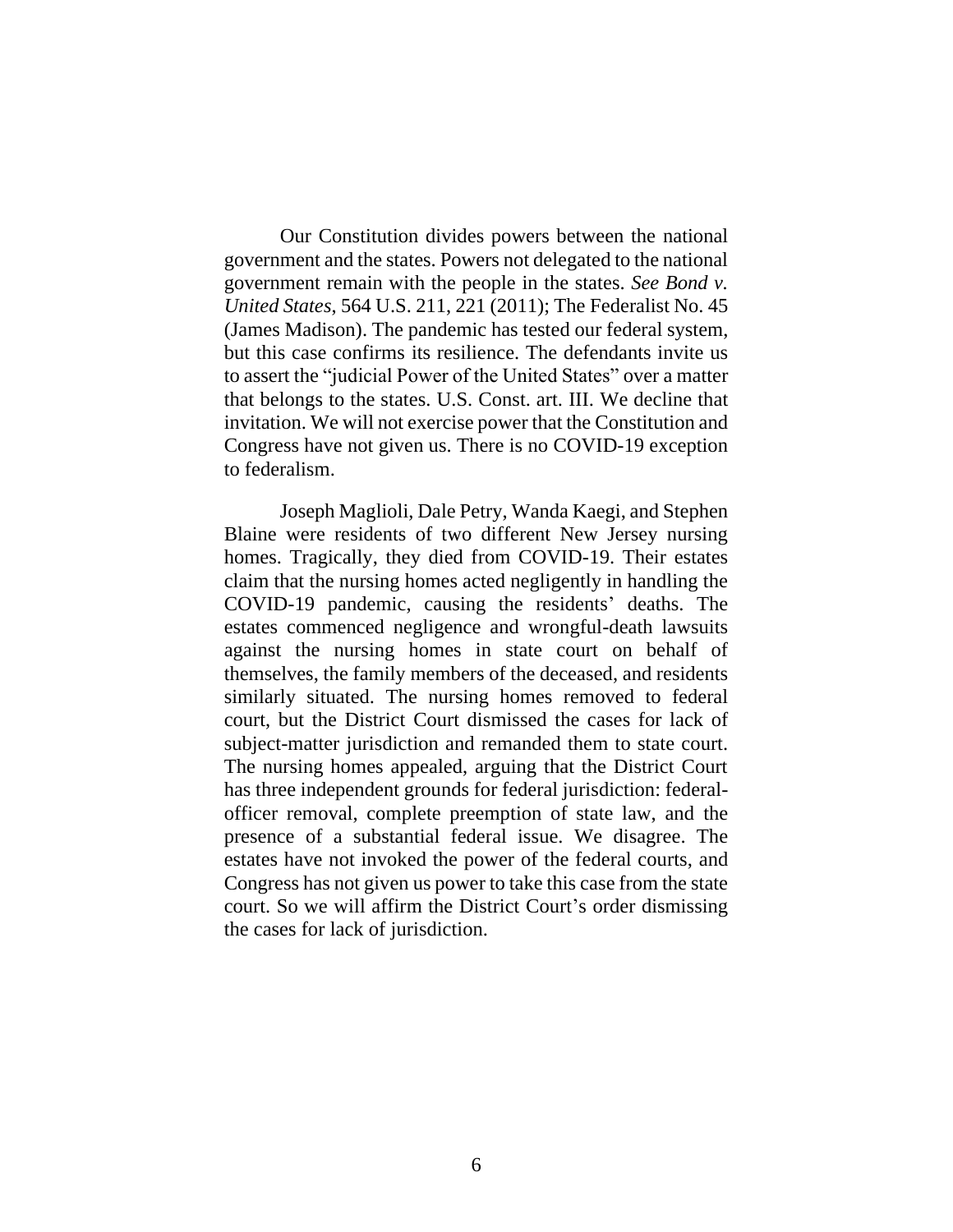Our Constitution divides powers between the national government and the states. Powers not delegated to the national government remain with the people in the states. *See Bond v. United States*, 564 U.S. 211, 221 (2011); The Federalist No. 45 (James Madison). The pandemic has tested our federal system, but this case confirms its resilience. The defendants invite us to assert the "judicial Power of the United States" over a matter that belongs to the states. U.S. Const. art. III. We decline that invitation. We will not exercise power that the Constitution and Congress have not given us. There is no COVID-19 exception to federalism.

Joseph Maglioli, Dale Petry, Wanda Kaegi, and Stephen Blaine were residents of two different New Jersey nursing homes. Tragically, they died from COVID-19. Their estates claim that the nursing homes acted negligently in handling the COVID-19 pandemic, causing the residents' deaths. The estates commenced negligence and wrongful-death lawsuits against the nursing homes in state court on behalf of themselves, the family members of the deceased, and residents similarly situated. The nursing homes removed to federal court, but the District Court dismissed the cases for lack of subject-matter jurisdiction and remanded them to state court. The nursing homes appealed, arguing that the District Court has three independent grounds for federal jurisdiction: federal-officer removal, complete preemption of state law, and the presence of a substantial federal issue. We disagree. The estates have not invoked the power of the federal courts, and Congress has not given us power to take this case from the state court. So we will affirm the District Court's order dismissing the cases for lack of jurisdiction.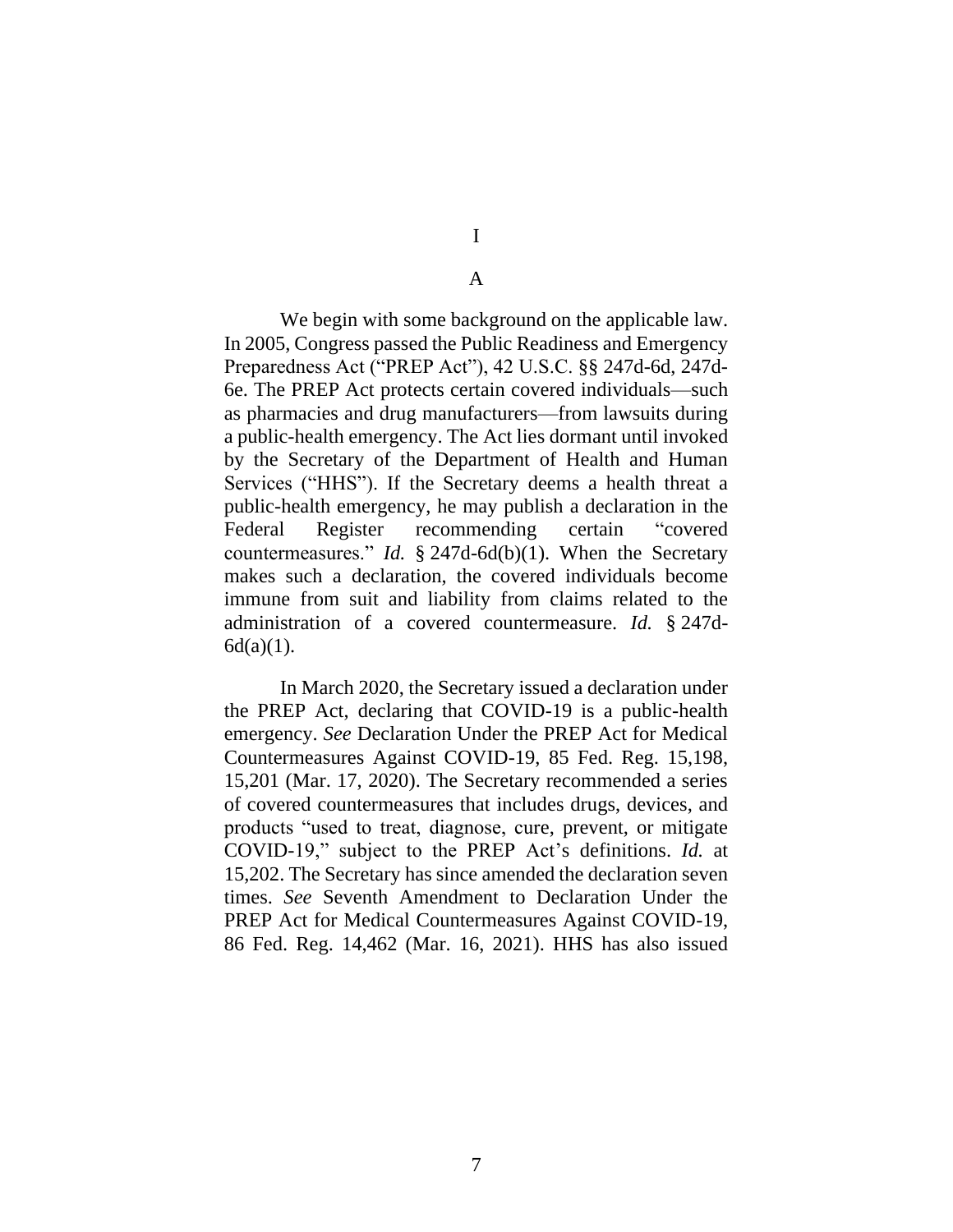# I

## A

We begin with some background on the applicable law. In 2005, Congress passed the Public Readiness and Emergency Preparedness Act ("PREP Act"), 42 U.S.C. §§ 247d-6d, 247d-6e. The PREP Act protects certain covered individuals—such as pharmacies and drug manufacturers—from lawsuits during a public-health emergency. The Act lies dormant until invoked by the Secretary of the Department of Health and Human Services ("HHS"). If the Secretary deems a health threat a public-health emergency, he may publish a declaration in the Federal Register recommending certain "covered countermeasures." *Id.* § 247d-6d(b)(1). When the Secretary makes such a declaration, the covered individuals become immune from suit and liability from claims related to the administration of a covered countermeasure. *Id.* § 247d-6d(a)(1).

In March 2020, the Secretary issued a declaration under the PREP Act, declaring that COVID-19 is a public-health emergency. *See* Declaration Under the PREP Act for Medical Countermeasures Against COVID-19, 85 Fed. Reg. 15,198, 15,201 (Mar. 17, 2020). The Secretary recommended a series of covered countermeasures that includes drugs, devices, and products "used to treat, diagnose, cure, prevent, or mitigate COVID-19," subject to the PREP Act's definitions. *Id.* at 15,202. The Secretary has since amended the declaration seven times. *See* Seventh Amendment to Declaration Under the PREP Act for Medical Countermeasures Against COVID-19, 86 Fed. Reg. 14,462 (Mar. 16, 2021). HHS has also issued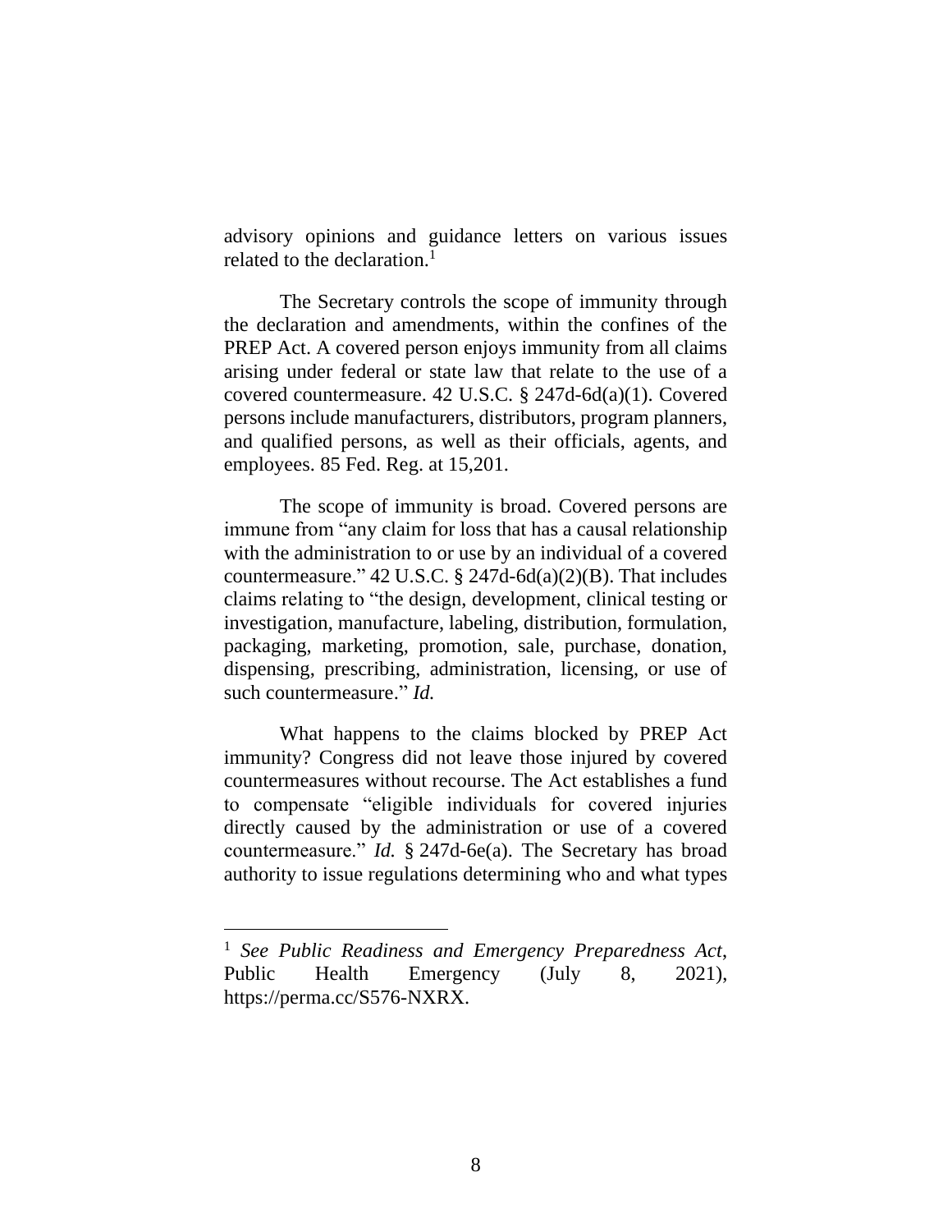advisory opinions and guidance letters on various issues related to the declaration.[1]

The Secretary controls the scope of immunity through the declaration and amendments, within the confines of the PREP Act. A covered person enjoys immunity from all claims arising under federal or state law that relate to the use of a covered countermeasure. 42 U.S.C. § 247d-6d(a)(1). Covered persons include manufacturers, distributors, program planners, and qualified persons, as well as their officials, agents, and employees. 85 Fed. Reg. at 15,201.

The scope of immunity is broad. Covered persons are immune from "any claim for loss that has a causal relationship with the administration to or use by an individual of a covered countermeasure." 42 U.S.C. § 247d-6d(a)(2)(B). That includes claims relating to "the design, development, clinical testing or investigation, manufacture, labeling, distribution, formulation, packaging, marketing, promotion, sale, purchase, donation, dispensing, prescribing, administration, licensing, or use of such countermeasure." *Id.*

What happens to the claims blocked by PREP Act immunity? Congress did not leave those injured by covered countermeasures without recourse. The Act establishes a fund to compensate "eligible individuals for covered injuries directly caused by the administration or use of a covered countermeasure." *Id.* § 247d-6e(a). The Secretary has broad authority to issue regulations determining who and what types

---

[1] *See Public Readiness and Emergency Preparedness Act*, Public Health Emergency (July 8, 2021), https://perma.cc/S576-NXRX.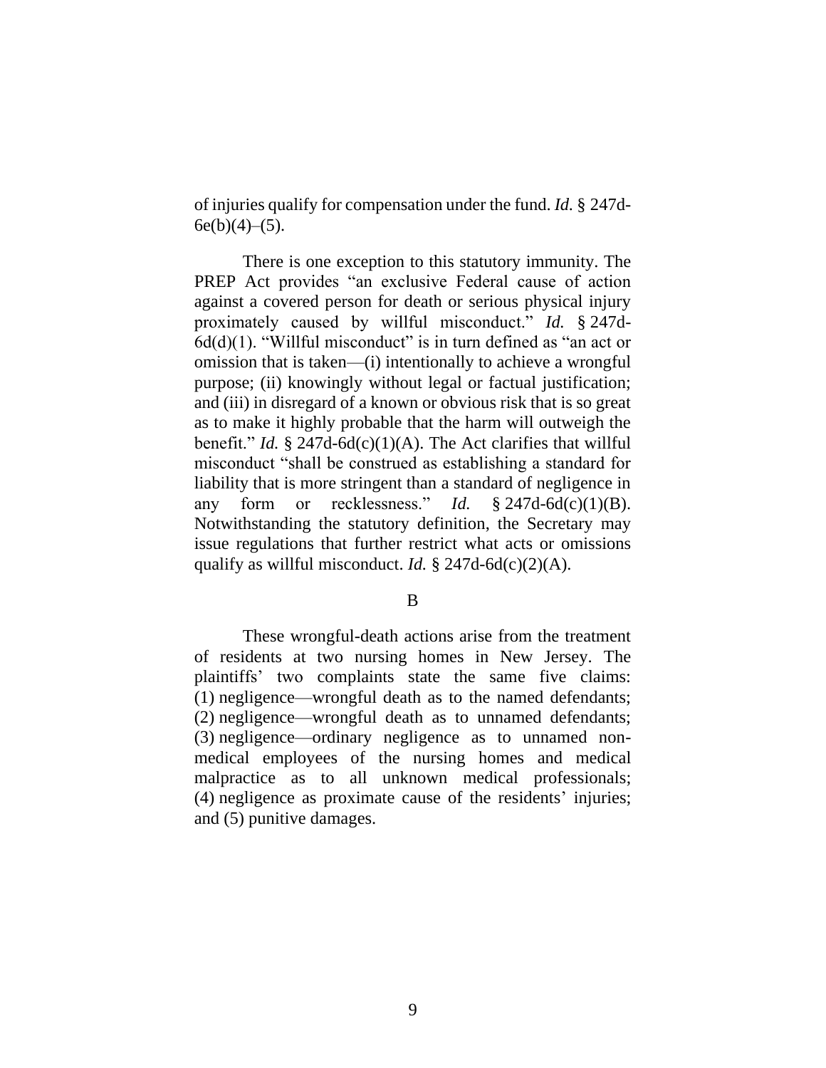of injuries qualify for compensation under the fund. *Id.* § 247d-6e(b)(4)–(5).

There is one exception to this statutory immunity. The PREP Act provides "an exclusive Federal cause of action against a covered person for death or serious physical injury proximately caused by willful misconduct." *Id.* § 247d-6d(d)(1). "Willful misconduct" is in turn defined as "an act or omission that is taken—(i) intentionally to achieve a wrongful purpose; (ii) knowingly without legal or factual justification; and (iii) in disregard of a known or obvious risk that is so great as to make it highly probable that the harm will outweigh the benefit." *Id.* § 247d-6d(c)(1)(A). The Act clarifies that willful misconduct "shall be construed as establishing a standard for liability that is more stringent than a standard of negligence in any form or recklessness." *Id.* § 247d-6d(c)(1)(B). Notwithstanding the statutory definition, the Secretary may issue regulations that further restrict what acts or omissions qualify as willful misconduct. *Id.* § 247d-6d(c)(2)(A).

B

These wrongful-death actions arise from the treatment of residents at two nursing homes in New Jersey. The plaintiffs' two complaints state the same five claims: (1) negligence—wrongful death as to the named defendants; (2) negligence—wrongful death as to unnamed defendants; (3) negligence—ordinary negligence as to unnamed non-medical employees of the nursing homes and medical malpractice as to all unknown medical professionals; (4) negligence as proximate cause of the residents' injuries; and (5) punitive damages.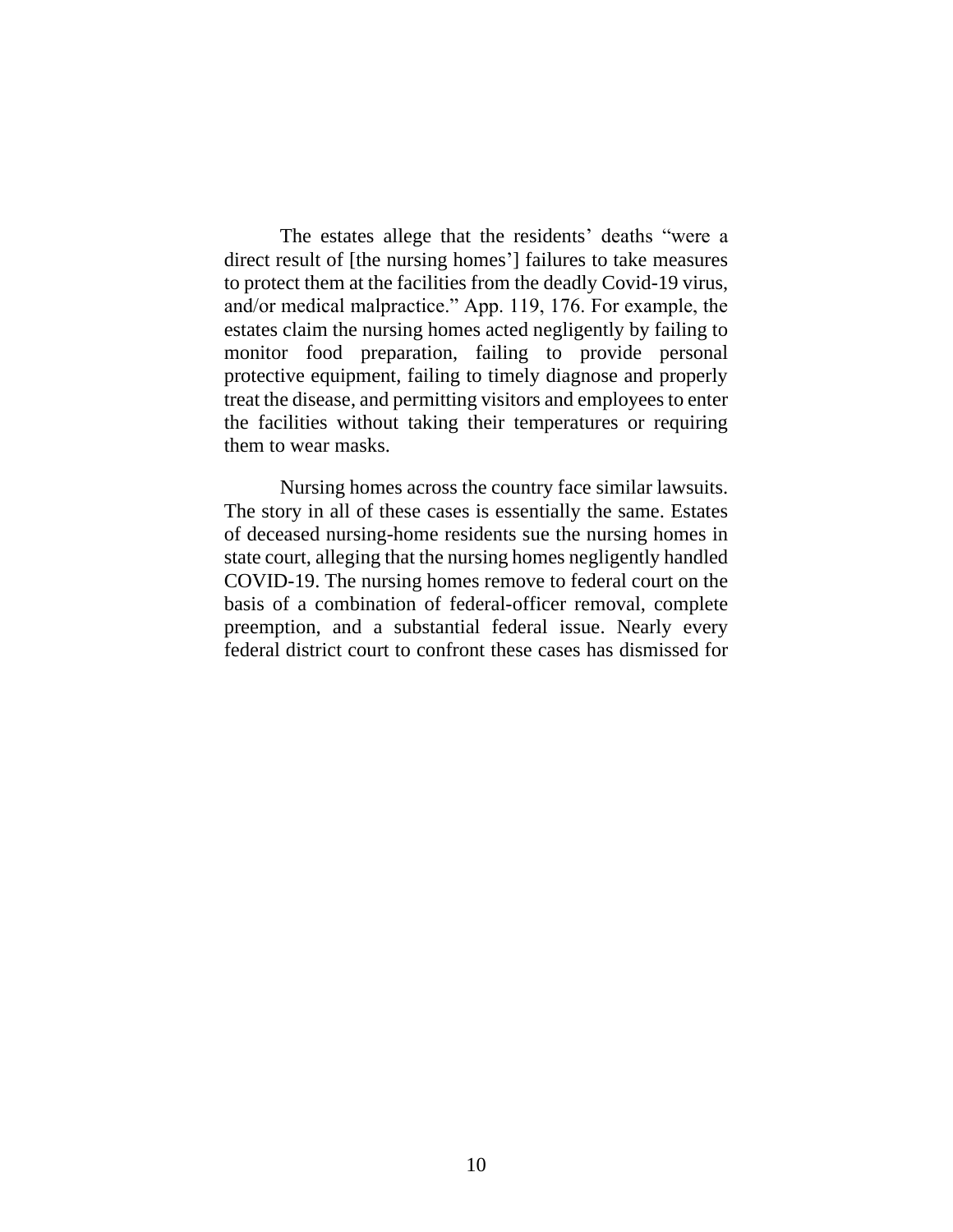The estates allege that the residents' deaths "were a direct result of [the nursing homes'] failures to take measures to protect them at the facilities from the deadly Covid-19 virus, and/or medical malpractice." App. 119, 176. For example, the estates claim the nursing homes acted negligently by failing to monitor food preparation, failing to provide personal protective equipment, failing to timely diagnose and properly treat the disease, and permitting visitors and employees to enter the facilities without taking their temperatures or requiring them to wear masks.

Nursing homes across the country face similar lawsuits. The story in all of these cases is essentially the same. Estates of deceased nursing-home residents sue the nursing homes in state court, alleging that the nursing homes negligently handled COVID-19. The nursing homes remove to federal court on the basis of a combination of federal-officer removal, complete preemption, and a substantial federal issue. Nearly every federal district court to confront these cases has dismissed for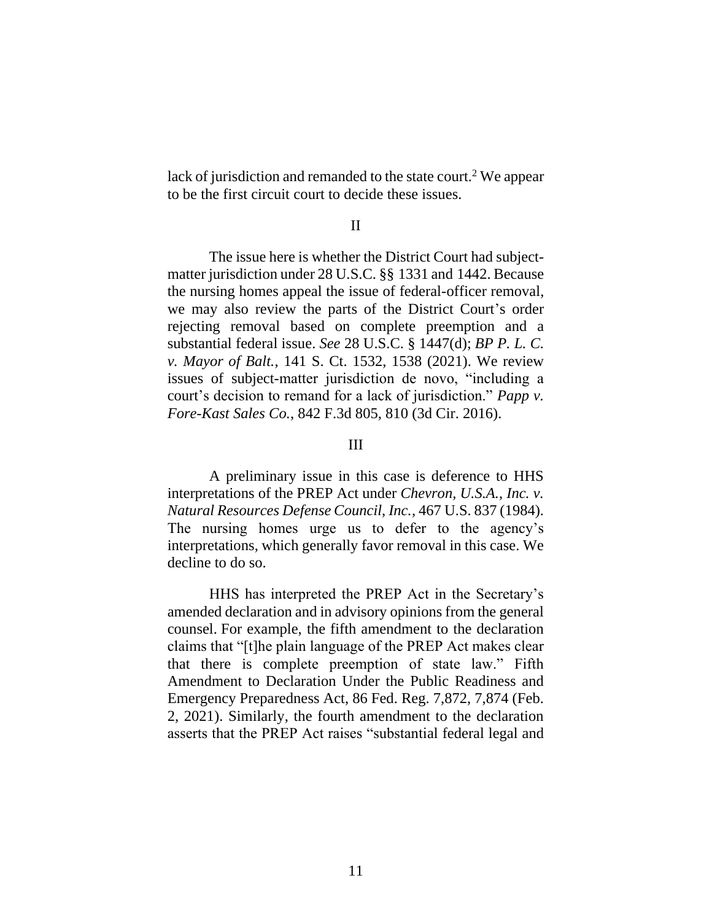lack of jurisdiction and remanded to the state court.[2] We appear to be the first circuit court to decide these issues.

## II

The issue here is whether the District Court had subject-matter jurisdiction under 28 U.S.C. §§ 1331 and 1442. Because the nursing homes appeal the issue of federal-officer removal, we may also review the parts of the District Court's order rejecting removal based on complete preemption and a substantial federal issue. *See* 28 U.S.C. § 1447(d); *BP P. L. C. v. Mayor of Balt.*, 141 S. Ct. 1532, 1538 (2021). We review issues of subject-matter jurisdiction de novo, "including a court's decision to remand for a lack of jurisdiction." *Papp v. Fore-Kast Sales Co.*, 842 F.3d 805, 810 (3d Cir. 2016).

## III

A preliminary issue in this case is deference to HHS interpretations of the PREP Act under *Chevron, U.S.A., Inc. v. Natural Resources Defense Council, Inc.*, 467 U.S. 837 (1984). The nursing homes urge us to defer to the agency's interpretations, which generally favor removal in this case. We decline to do so.

HHS has interpreted the PREP Act in the Secretary's amended declaration and in advisory opinions from the general counsel. For example, the fifth amendment to the declaration claims that "[t]he plain language of the PREP Act makes clear that there is complete preemption of state law." Fifth Amendment to Declaration Under the Public Readiness and Emergency Preparedness Act, 86 Fed. Reg. 7,872, 7,874 (Feb. 2, 2021). Similarly, the fourth amendment to the declaration asserts that the PREP Act raises "substantial federal legal and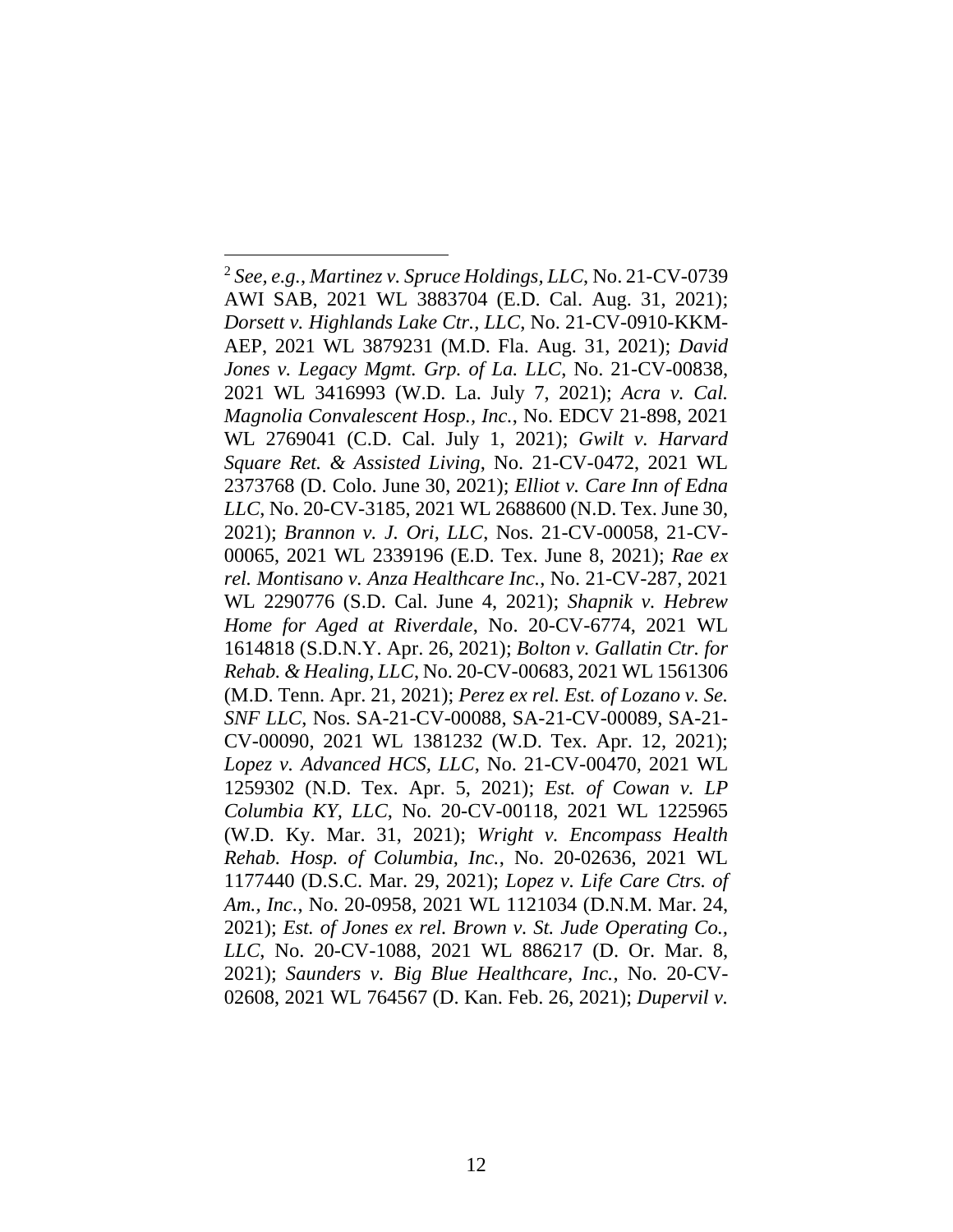[2] *See, e.g.*, *Martinez v. Spruce Holdings, LLC*, No. 21-CV-0739 AWI SAB, 2021 WL 3883704 (E.D. Cal. Aug. 31, 2021); *Dorsett v. Highlands Lake Ctr., LLC*, No. 21-CV-0910-KKM-AEP, 2021 WL 3879231 (M.D. Fla. Aug. 31, 2021); *David Jones v. Legacy Mgmt. Grp. of La. LLC*, No. 21-CV-00838, 2021 WL 3416993 (W.D. La. July 7, 2021); *Acra v. Cal. Magnolia Convalescent Hosp., Inc.*, No. EDCV 21-898, 2021 WL 2769041 (C.D. Cal. July 1, 2021); *Gwilt v. Harvard Square Ret. & Assisted Living*, No. 21-CV-0472, 2021 WL 2373768 (D. Colo. June 30, 2021); *Elliot v. Care Inn of Edna LLC*, No. 20-CV-3185, 2021 WL 2688600 (N.D. Tex. June 30, 2021); *Brannon v. J. Ori, LLC*, Nos. 21-CV-00058, 21-CV-00065, 2021 WL 2339196 (E.D. Tex. June 8, 2021); *Rae ex rel. Montisano v. Anza Healthcare Inc.*, No. 21-CV-287, 2021 WL 2290776 (S.D. Cal. June 4, 2021); *Shapnik v. Hebrew Home for Aged at Riverdale*, No. 20-CV-6774, 2021 WL 1614818 (S.D.N.Y. Apr. 26, 2021); *Bolton v. Gallatin Ctr. for Rehab. & Healing, LLC*, No. 20-CV-00683, 2021 WL 1561306 (M.D. Tenn. Apr. 21, 2021); *Perez ex rel. Est. of Lozano v. Se. SNF LLC*, Nos. SA-21-CV-00088, SA-21-CV-00089, SA-21-CV-00090, 2021 WL 1381232 (W.D. Tex. Apr. 12, 2021); *Lopez v. Advanced HCS, LLC*, No. 21-CV-00470, 2021 WL 1259302 (N.D. Tex. Apr. 5, 2021); *Est. of Cowan v. LP Columbia KY, LLC*, No. 20-CV-00118, 2021 WL 1225965 (W.D. Ky. Mar. 31, 2021); *Wright v. Encompass Health Rehab. Hosp. of Columbia, Inc.*, No. 20-02636, 2021 WL 1177440 (D.S.C. Mar. 29, 2021); *Lopez v. Life Care Ctrs. of Am., Inc.*, No. 20-0958, 2021 WL 1121034 (D.N.M. Mar. 24, 2021); *Est. of Jones ex rel. Brown v. St. Jude Operating Co., LLC*, No. 20-CV-1088, 2021 WL 886217 (D. Or. Mar. 8, 2021); *Saunders v. Big Blue Healthcare, Inc.*, No. 20-CV-02608, 2021 WL 764567 (D. Kan. Feb. 26, 2021); *Dupervil v.*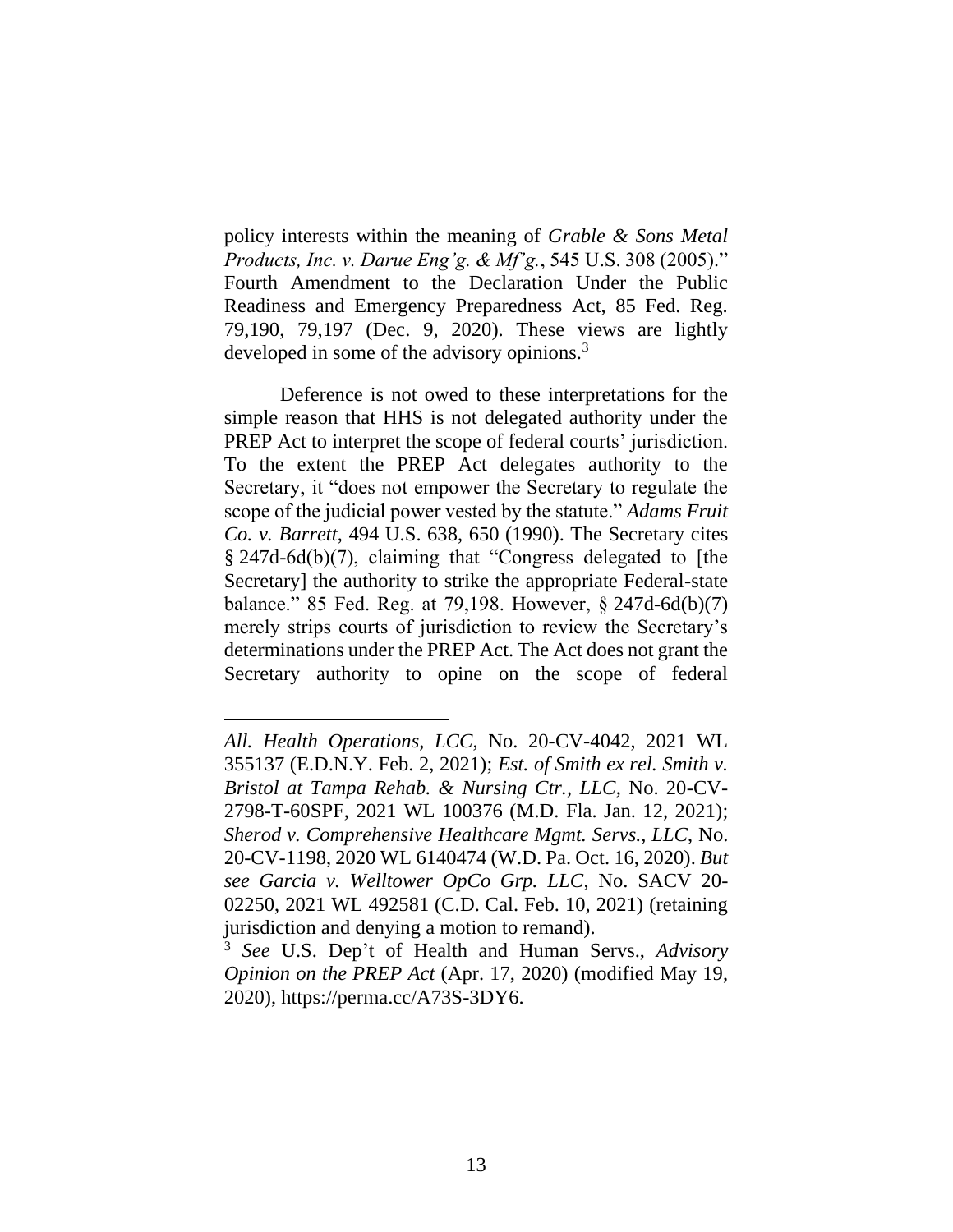policy interests within the meaning of *Grable & Sons Metal Products, Inc. v. Darue Eng'g. & Mf'g.*, 545 U.S. 308 (2005)." Fourth Amendment to the Declaration Under the Public Readiness and Emergency Preparedness Act, 85 Fed. Reg. 79,190, 79,197 (Dec. 9, 2020). These views are lightly developed in some of the advisory opinions.[3]

Deference is not owed to these interpretations for the simple reason that HHS is not delegated authority under the PREP Act to interpret the scope of federal courts' jurisdiction. To the extent the PREP Act delegates authority to the Secretary, it "does not empower the Secretary to regulate the scope of the judicial power vested by the statute." *Adams Fruit Co. v. Barrett*, 494 U.S. 638, 650 (1990). The Secretary cites § 247d-6d(b)(7), claiming that "Congress delegated to [the Secretary] the authority to strike the appropriate Federal-state balance." 85 Fed. Reg. at 79,198. However, § 247d-6d(b)(7) merely strips courts of jurisdiction to review the Secretary's determinations under the PREP Act. The Act does not grant the Secretary authority to opine on the scope of federal

---

*All. Health Operations, LCC*, No. 20-CV-4042, 2021 WL 355137 (E.D.N.Y. Feb. 2, 2021); *Est. of Smith ex rel. Smith v. Bristol at Tampa Rehab. & Nursing Ctr., LLC*, No. 20-CV-2798-T-60SPF, 2021 WL 100376 (M.D. Fla. Jan. 12, 2021); *Sherod v. Comprehensive Healthcare Mgmt. Servs., LLC*, No. 20-CV-1198, 2020 WL 6140474 (W.D. Pa. Oct. 16, 2020). *But see Garcia v. Welltower OpCo Grp. LLC*, No. SACV 20-02250, 2021 WL 492581 (C.D. Cal. Feb. 10, 2021) (retaining jurisdiction and denying a motion to remand).

[3] *See* U.S. Dep't of Health and Human Servs., *Advisory Opinion on the PREP Act* (Apr. 17, 2020) (modified May 19, 2020), https://perma.cc/A73S-3DY6.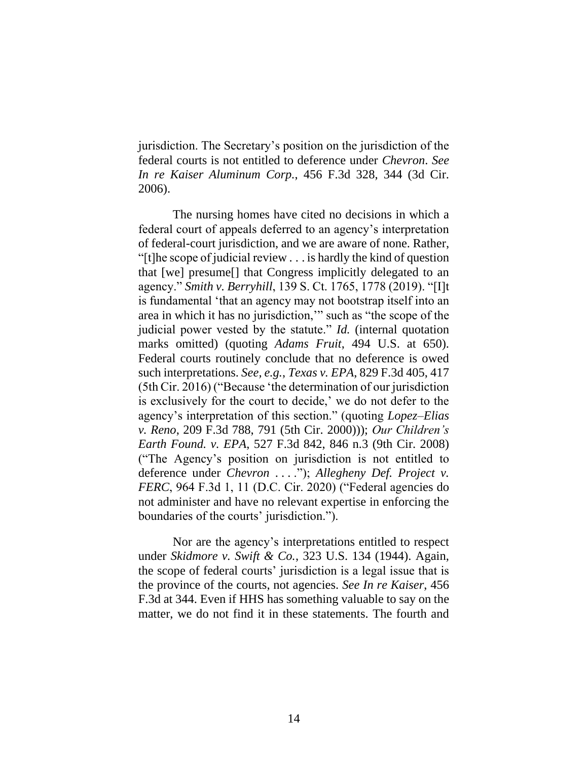jurisdiction. The Secretary's position on the jurisdiction of the federal courts is not entitled to deference under *Chevron*. *See In re Kaiser Aluminum Corp.*, 456 F.3d 328, 344 (3d Cir. 2006).

The nursing homes have cited no decisions in which a federal court of appeals deferred to an agency's interpretation of federal-court jurisdiction, and we are aware of none. Rather, "[t]he scope of judicial review . . . is hardly the kind of question that [we] presume[] that Congress implicitly delegated to an agency." *Smith v. Berryhill*, 139 S. Ct. 1765, 1778 (2019). "[I]t is fundamental 'that an agency may not bootstrap itself into an area in which it has no jurisdiction,'" such as "the scope of the judicial power vested by the statute." *Id.* (internal quotation marks omitted) (quoting *Adams Fruit*, 494 U.S. at 650). Federal courts routinely conclude that no deference is owed such interpretations. *See, e.g.*, *Texas v. EPA*, 829 F.3d 405, 417 (5th Cir. 2016) ("Because 'the determination of our jurisdiction is exclusively for the court to decide,' we do not defer to the agency's interpretation of this section." (quoting *Lopez–Elias v. Reno*, 209 F.3d 788, 791 (5th Cir. 2000))); *Our Children's Earth Found. v. EPA*, 527 F.3d 842, 846 n.3 (9th Cir. 2008) ("The Agency's position on jurisdiction is not entitled to deference under *Chevron* . . . ."); *Allegheny Def. Project v. FERC*, 964 F.3d 1, 11 (D.C. Cir. 2020) ("Federal agencies do not administer and have no relevant expertise in enforcing the boundaries of the courts' jurisdiction.").

Nor are the agency's interpretations entitled to respect under *Skidmore v. Swift & Co.*, 323 U.S. 134 (1944). Again, the scope of federal courts' jurisdiction is a legal issue that is the province of the courts, not agencies. *See In re Kaiser*, 456 F.3d at 344. Even if HHS has something valuable to say on the matter, we do not find it in these statements. The fourth and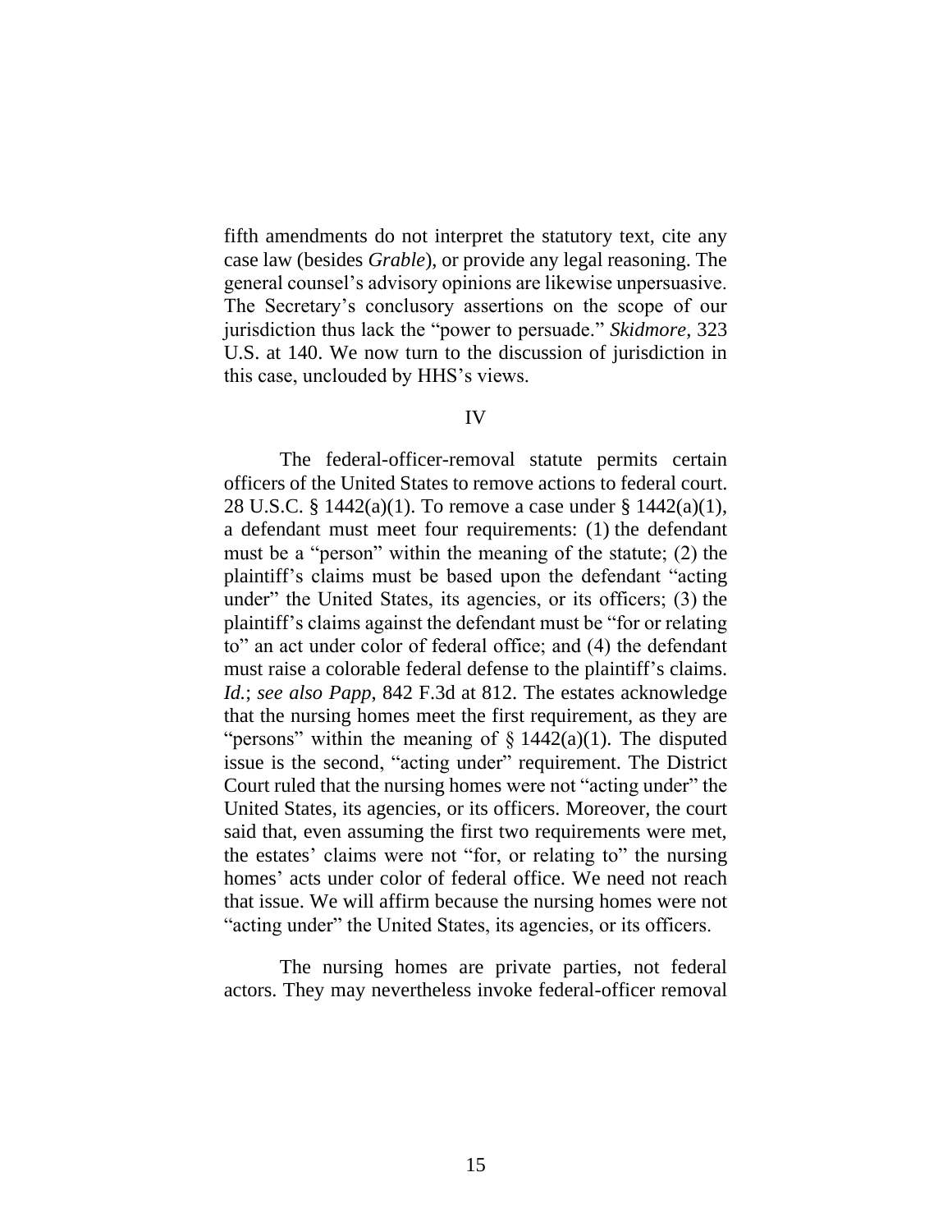fifth amendments do not interpret the statutory text, cite any case law (besides *Grable*), or provide any legal reasoning. The general counsel's advisory opinions are likewise unpersuasive. The Secretary's conclusory assertions on the scope of our jurisdiction thus lack the "power to persuade." *Skidmore*, 323 U.S. at 140. We now turn to the discussion of jurisdiction in this case, unclouded by HHS's views.

## IV

The federal-officer-removal statute permits certain officers of the United States to remove actions to federal court. 28 U.S.C. § 1442(a)(1). To remove a case under § 1442(a)(1), a defendant must meet four requirements: (1) the defendant must be a "person" within the meaning of the statute; (2) the plaintiff's claims must be based upon the defendant "acting under" the United States, its agencies, or its officers; (3) the plaintiff's claims against the defendant must be "for or relating to" an act under color of federal office; and (4) the defendant must raise a colorable federal defense to the plaintiff's claims. *Id.*; *see also Papp*, 842 F.3d at 812. The estates acknowledge that the nursing homes meet the first requirement, as they are "persons" within the meaning of § 1442(a)(1). The disputed issue is the second, "acting under" requirement. The District Court ruled that the nursing homes were not "acting under" the United States, its agencies, or its officers. Moreover, the court said that, even assuming the first two requirements were met, the estates' claims were not "for, or relating to" the nursing homes' acts under color of federal office. We need not reach that issue. We will affirm because the nursing homes were not "acting under" the United States, its agencies, or its officers.

The nursing homes are private parties, not federal actors. They may nevertheless invoke federal-officer removal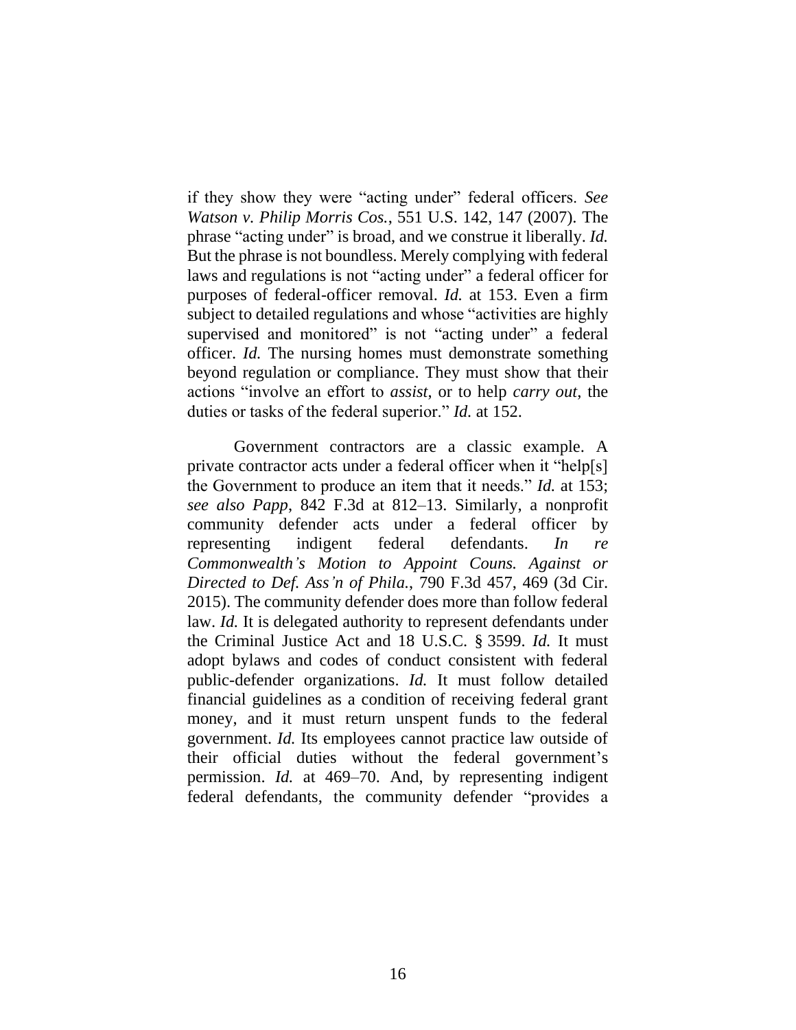if they show they were "acting under" federal officers. *See Watson v. Philip Morris Cos.*, 551 U.S. 142, 147 (2007). The phrase "acting under" is broad, and we construe it liberally. *Id.* But the phrase is not boundless. Merely complying with federal laws and regulations is not "acting under" a federal officer for purposes of federal-officer removal. *Id.* at 153. Even a firm subject to detailed regulations and whose "activities are highly supervised and monitored" is not "acting under" a federal officer. *Id.* The nursing homes must demonstrate something beyond regulation or compliance. They must show that their actions "involve an effort to *assist*, or to help *carry out*, the duties or tasks of the federal superior." *Id.* at 152.

Government contractors are a classic example. A private contractor acts under a federal officer when it "help[s] the Government to produce an item that it needs." *Id.* at 153; *see also Papp*, 842 F.3d at 812–13. Similarly, a nonprofit community defender acts under a federal officer by representing indigent federal defendants. *In re Commonwealth's Motion to Appoint Couns. Against or Directed to Def. Ass'n of Phila.*, 790 F.3d 457, 469 (3d Cir. 2015). The community defender does more than follow federal law. *Id.* It is delegated authority to represent defendants under the Criminal Justice Act and 18 U.S.C. § 3599. *Id.* It must adopt bylaws and codes of conduct consistent with federal public-defender organizations. *Id.* It must follow detailed financial guidelines as a condition of receiving federal grant money, and it must return unspent funds to the federal government. *Id.* Its employees cannot practice law outside of their official duties without the federal government's permission. *Id.* at 469–70. And, by representing indigent federal defendants, the community defender "provides a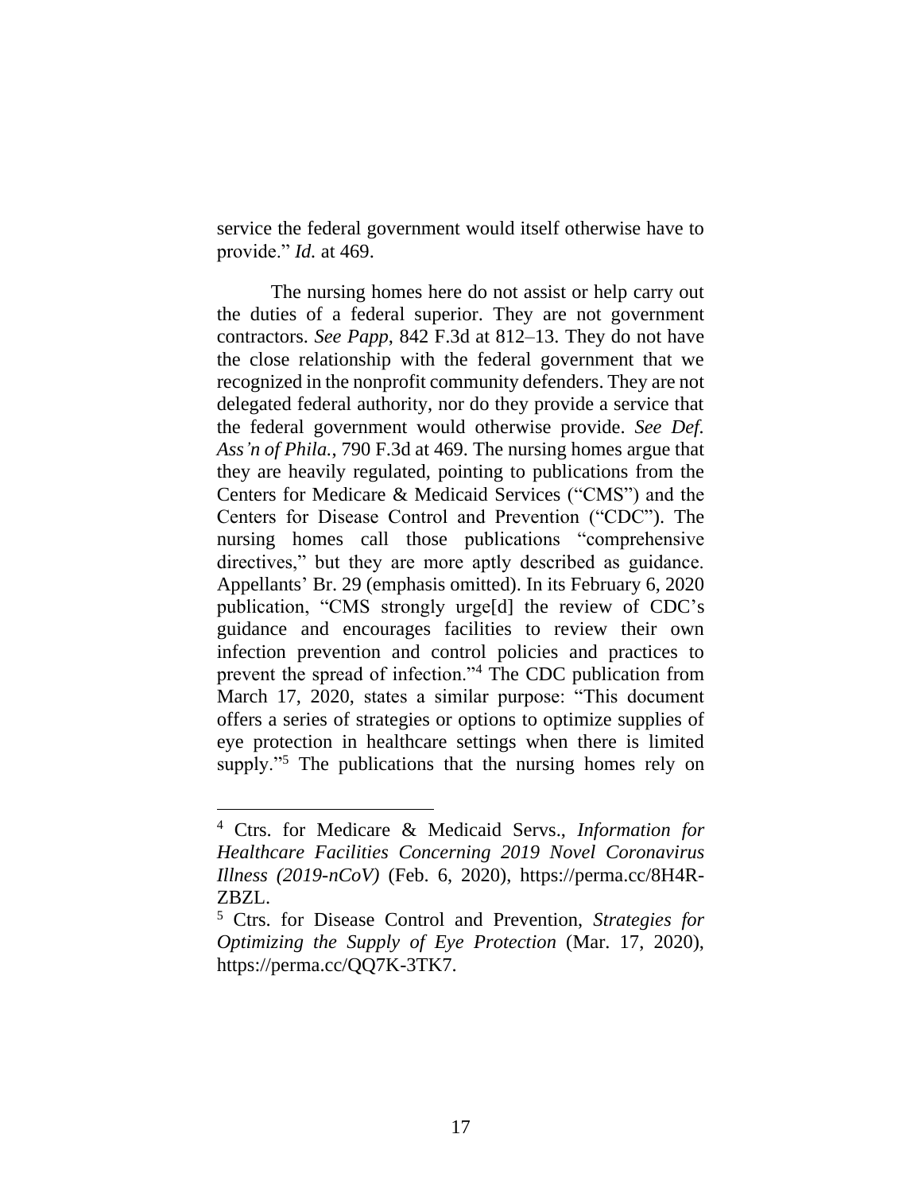service the federal government would itself otherwise have to provide." *Id.* at 469.

The nursing homes here do not assist or help carry out the duties of a federal superior. They are not government contractors. *See Papp*, 842 F.3d at 812–13. They do not have the close relationship with the federal government that we recognized in the nonprofit community defenders. They are not delegated federal authority, nor do they provide a service that the federal government would otherwise provide. *See Def. Ass'n of Phila.*, 790 F.3d at 469. The nursing homes argue that they are heavily regulated, pointing to publications from the Centers for Medicare & Medicaid Services ("CMS") and the Centers for Disease Control and Prevention ("CDC"). The nursing homes call those publications "comprehensive directives," but they are more aptly described as guidance. Appellants' Br. 29 (emphasis omitted). In its February 6, 2020 publication, "CMS strongly urge[d] the review of CDC's guidance and encourages facilities to review their own infection prevention and control policies and practices to prevent the spread of infection."[4] The CDC publication from March 17, 2020, states a similar purpose: "This document offers a series of strategies or options to optimize supplies of eye protection in healthcare settings when there is limited supply."[5] The publications that the nursing homes rely on

---

[4] Ctrs. for Medicare & Medicaid Servs., *Information for Healthcare Facilities Concerning 2019 Novel Coronavirus Illness (2019-nCoV)* (Feb. 6, 2020), https://perma.cc/8H4R-ZBZL.

[5] Ctrs. for Disease Control and Prevention, *Strategies for Optimizing the Supply of Eye Protection* (Mar. 17, 2020), https://perma.cc/QQ7K-3TK7.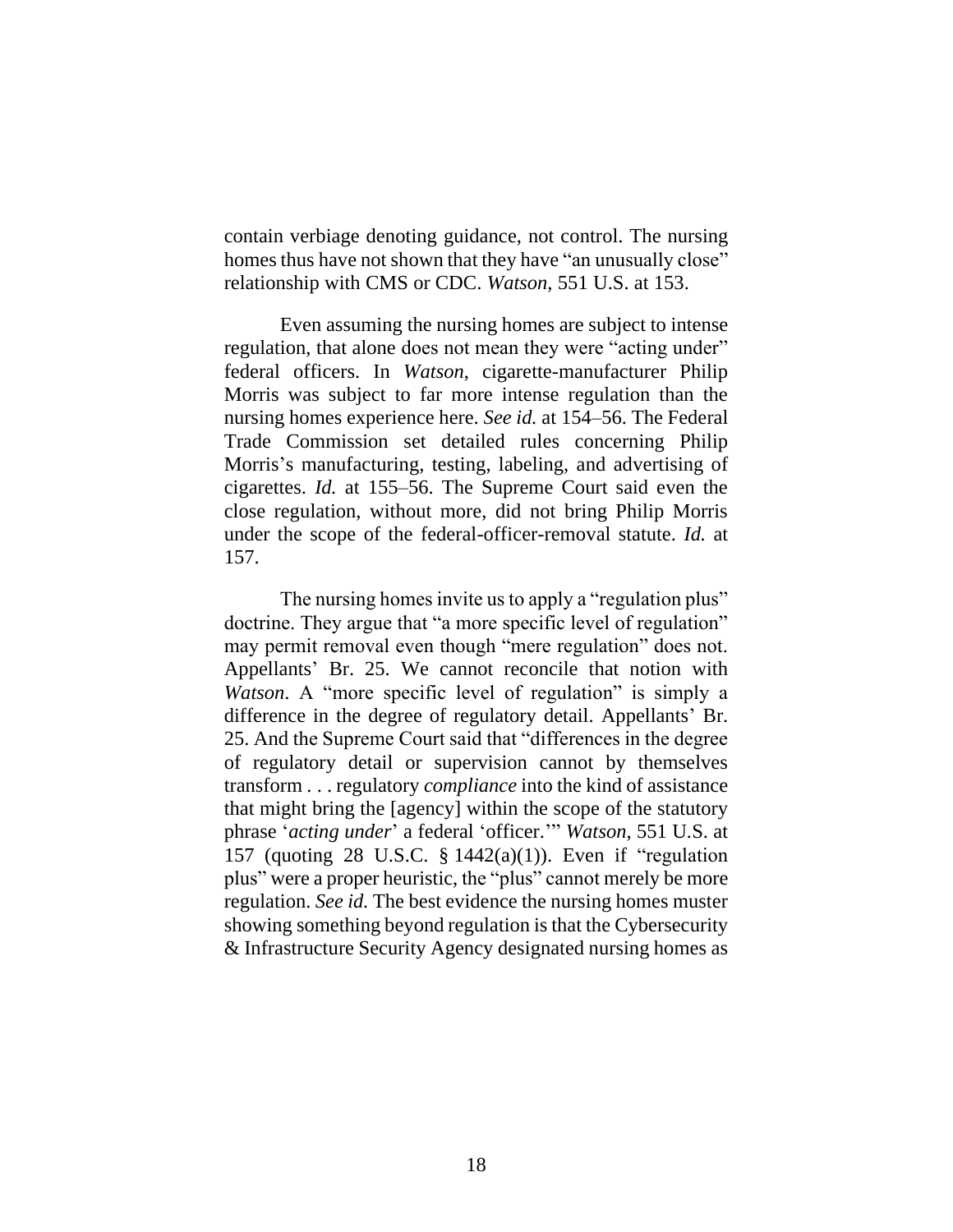contain verbiage denoting guidance, not control. The nursing homes thus have not shown that they have "an unusually close" relationship with CMS or CDC. *Watson*, 551 U.S. at 153.

Even assuming the nursing homes are subject to intense regulation, that alone does not mean they were "acting under" federal officers. In *Watson*, cigarette-manufacturer Philip Morris was subject to far more intense regulation than the nursing homes experience here. *See id.* at 154–56. The Federal Trade Commission set detailed rules concerning Philip Morris's manufacturing, testing, labeling, and advertising of cigarettes. *Id.* at 155–56. The Supreme Court said even the close regulation, without more, did not bring Philip Morris under the scope of the federal-officer-removal statute. *Id.* at 157.

The nursing homes invite us to apply a "regulation plus" doctrine. They argue that "a more specific level of regulation" may permit removal even though "mere regulation" does not. Appellants' Br. 25. We cannot reconcile that notion with *Watson*. A "more specific level of regulation" is simply a difference in the degree of regulatory detail. Appellants' Br. 25. And the Supreme Court said that "differences in the degree of regulatory detail or supervision cannot by themselves transform . . . regulatory *compliance* into the kind of assistance that might bring the [agency] within the scope of the statutory phrase '*acting under*' a federal 'officer.'" *Watson*, 551 U.S. at 157 (quoting 28 U.S.C. § 1442(a)(1)). Even if "regulation plus" were a proper heuristic, the "plus" cannot merely be more regulation. *See id.* The best evidence the nursing homes muster showing something beyond regulation is that the Cybersecurity & Infrastructure Security Agency designated nursing homes as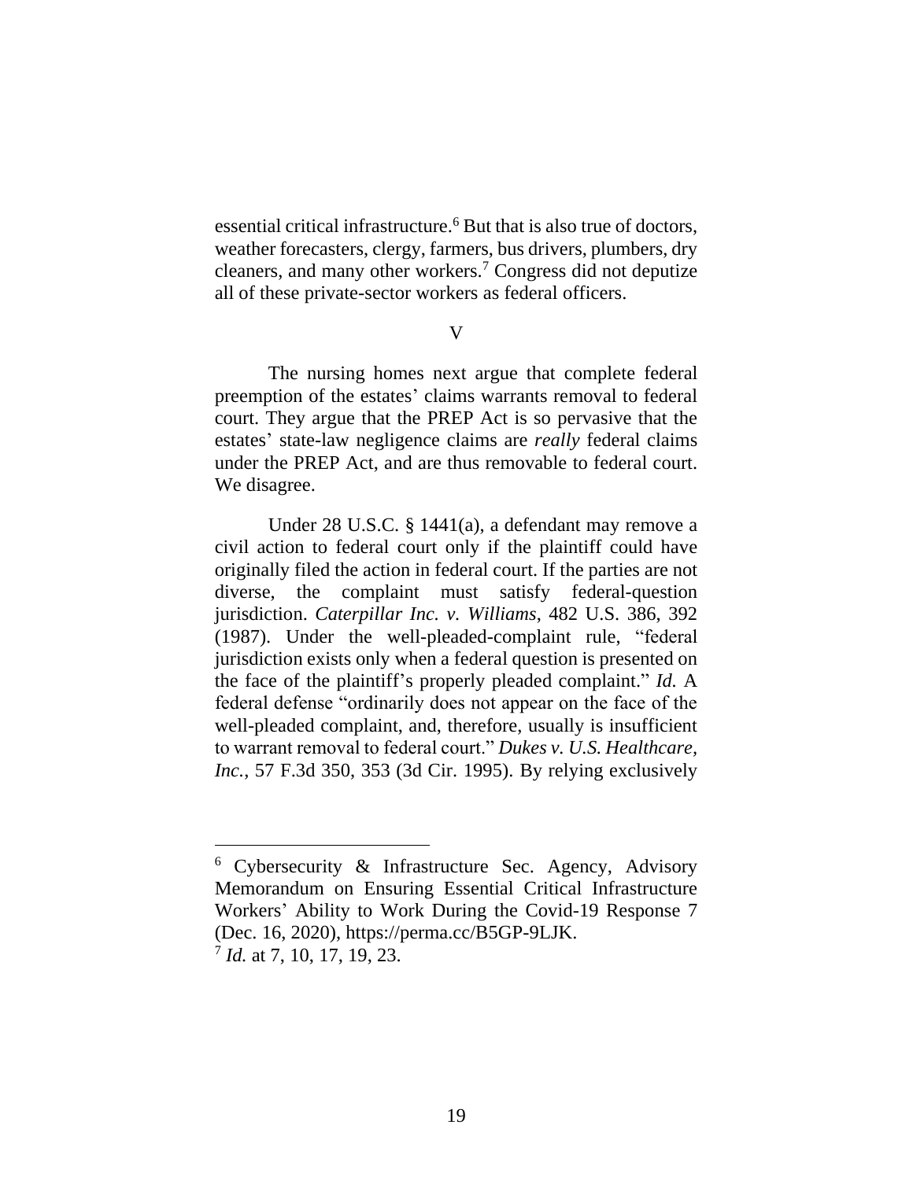essential critical infrastructure.[6] But that is also true of doctors, weather forecasters, clergy, farmers, bus drivers, plumbers, dry cleaners, and many other workers.[7] Congress did not deputize all of these private-sector workers as federal officers.

## V

The nursing homes next argue that complete federal preemption of the estates' claims warrants removal to federal court. They argue that the PREP Act is so pervasive that the estates' state-law negligence claims are *really* federal claims under the PREP Act, and are thus removable to federal court. We disagree.

Under 28 U.S.C. § 1441(a), a defendant may remove a civil action to federal court only if the plaintiff could have originally filed the action in federal court. If the parties are not diverse, the complaint must satisfy federal-question jurisdiction. *Caterpillar Inc. v. Williams*, 482 U.S. 386, 392 (1987). Under the well-pleaded-complaint rule, "federal jurisdiction exists only when a federal question is presented on the face of the plaintiff's properly pleaded complaint." *Id.* A federal defense "ordinarily does not appear on the face of the well-pleaded complaint, and, therefore, usually is insufficient to warrant removal to federal court." *Dukes v. U.S. Healthcare, Inc.*, 57 F.3d 350, 353 (3d Cir. 1995). By relying exclusively

---

[6] Cybersecurity & Infrastructure Sec. Agency, Advisory Memorandum on Ensuring Essential Critical Infrastructure Workers' Ability to Work During the Covid-19 Response 7 (Dec. 16, 2020), https://perma.cc/B5GP-9LJK.

[7] *Id.* at 7, 10, 17, 19, 23.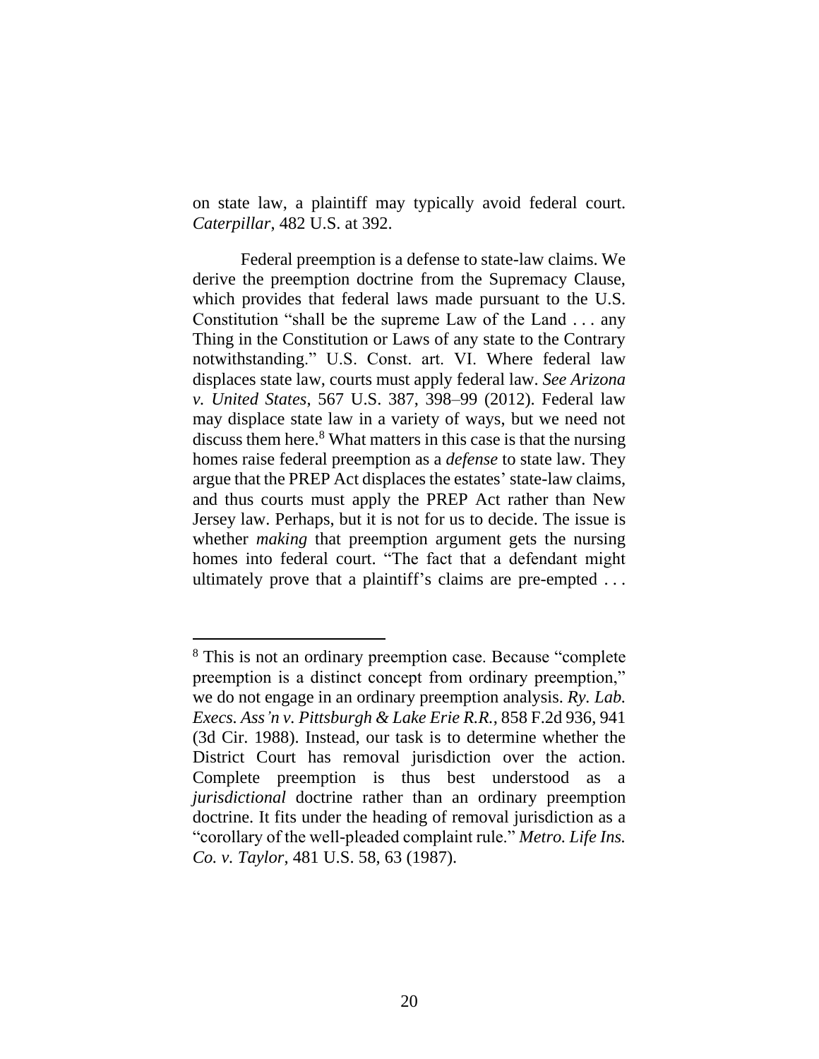on state law, a plaintiff may typically avoid federal court. *Caterpillar*, 482 U.S. at 392.

Federal preemption is a defense to state-law claims. We derive the preemption doctrine from the Supremacy Clause, which provides that federal laws made pursuant to the U.S. Constitution "shall be the supreme Law of the Land . . . any Thing in the Constitution or Laws of any state to the Contrary notwithstanding." U.S. Const. art. VI. Where federal law displaces state law, courts must apply federal law. *See Arizona v. United States*, 567 U.S. 387, 398–99 (2012). Federal law may displace state law in a variety of ways, but we need not discuss them here.[8] What matters in this case is that the nursing homes raise federal preemption as a *defense* to state law. They argue that the PREP Act displaces the estates' state-law claims, and thus courts must apply the PREP Act rather than New Jersey law. Perhaps, but it is not for us to decide. The issue is whether *making* that preemption argument gets the nursing homes into federal court. "The fact that a defendant might ultimately prove that a plaintiff's claims are pre-empted . . .

---

[8] This is not an ordinary preemption case. Because "complete preemption is a distinct concept from ordinary preemption," we do not engage in an ordinary preemption analysis. *Ry. Lab. Execs. Ass'n v. Pittsburgh & Lake Erie R.R.*, 858 F.2d 936, 941 (3d Cir. 1988). Instead, our task is to determine whether the District Court has removal jurisdiction over the action. Complete preemption is thus best understood as a *jurisdictional* doctrine rather than an ordinary preemption doctrine. It fits under the heading of removal jurisdiction as a "corollary of the well-pleaded complaint rule." *Metro. Life Ins. Co. v. Taylor*, 481 U.S. 58, 63 (1987).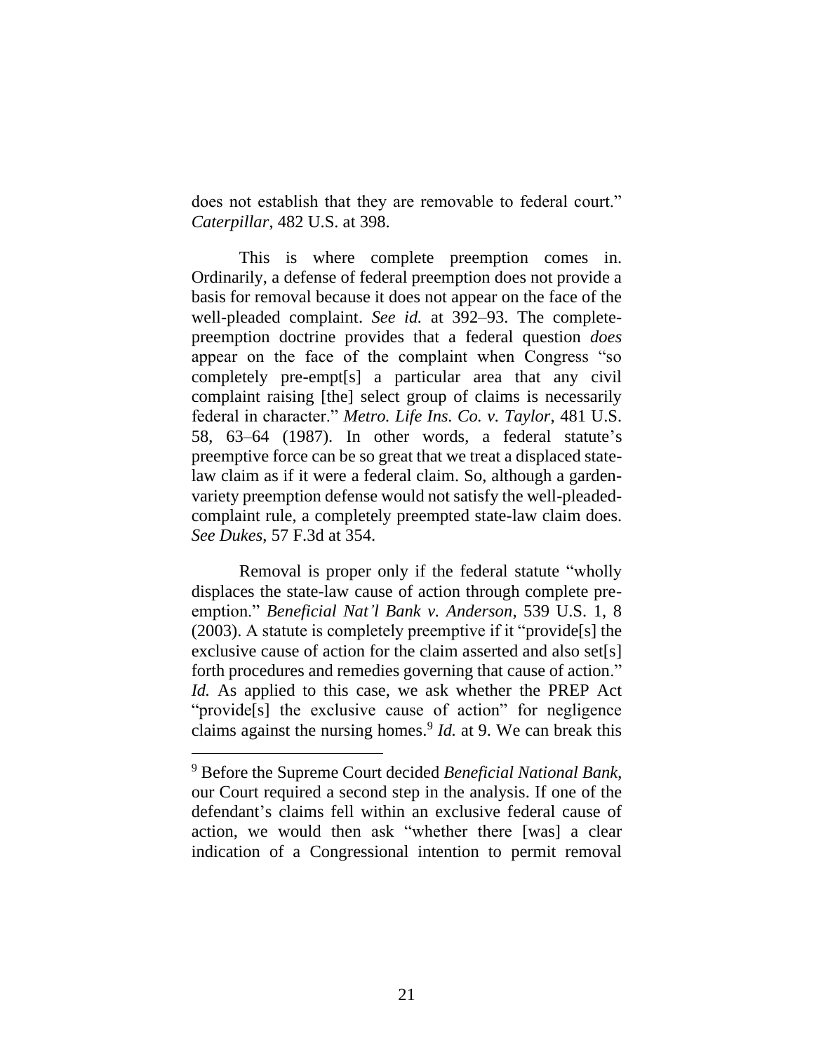does not establish that they are removable to federal court." *Caterpillar*, 482 U.S. at 398.

This is where complete preemption comes in. Ordinarily, a defense of federal preemption does not provide a basis for removal because it does not appear on the face of the well-pleaded complaint. *See id.* at 392–93. The complete-preemption doctrine provides that a federal question *does* appear on the face of the complaint when Congress "so completely pre-empt[s] a particular area that any civil complaint raising [the] select group of claims is necessarily federal in character." *Metro. Life Ins. Co. v. Taylor*, 481 U.S. 58, 63–64 (1987). In other words, a federal statute's preemptive force can be so great that we treat a displaced state-law claim as if it were a federal claim. So, although a garden-variety preemption defense would not satisfy the well-pleaded-complaint rule, a completely preempted state-law claim does. *See Dukes*, 57 F.3d at 354.

Removal is proper only if the federal statute "wholly displaces the state-law cause of action through complete pre-emption." *Beneficial Nat'l Bank v. Anderson*, 539 U.S. 1, 8 (2003). A statute is completely preemptive if it "provide[s] the exclusive cause of action for the claim asserted and also set[s] forth procedures and remedies governing that cause of action." *Id.* As applied to this case, we ask whether the PREP Act "provide[s] the exclusive cause of action" for negligence claims against the nursing homes.[9] *Id.* at 9. We can break this

[9] Before the Supreme Court decided *Beneficial National Bank*, our Court required a second step in the analysis. If one of the defendant's claims fell within an exclusive federal cause of action, we would then ask "whether there [was] a clear indication of a Congressional intention to permit removal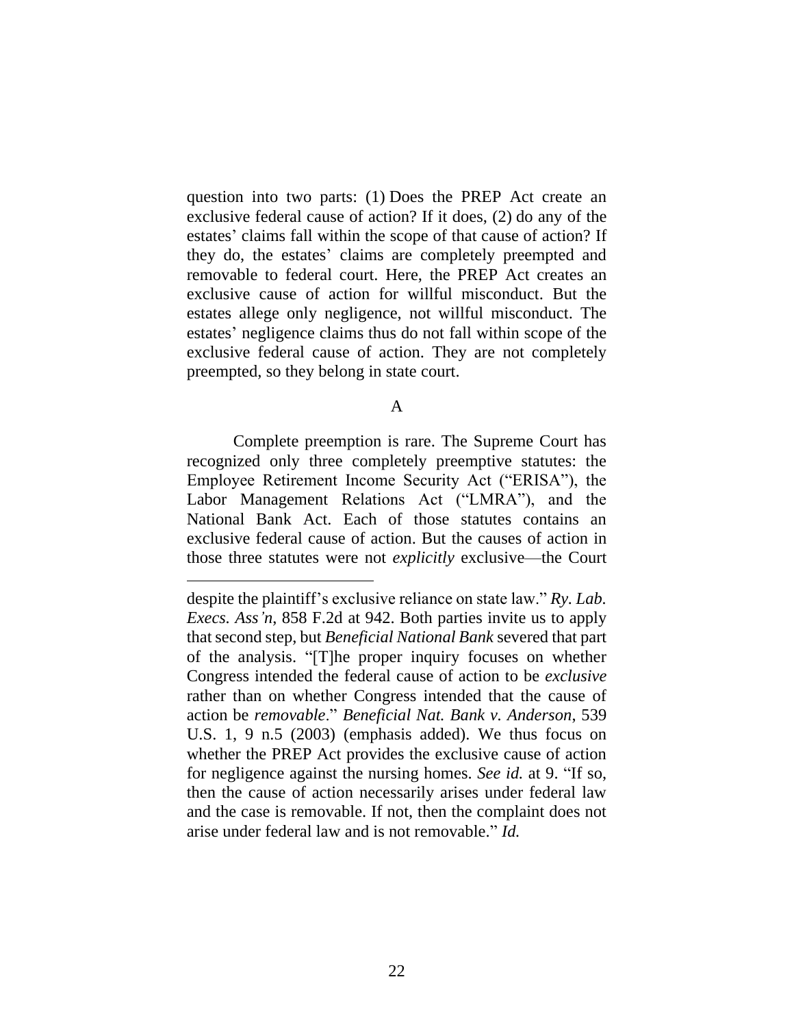question into two parts: (1) Does the PREP Act create an exclusive federal cause of action? If it does, (2) do any of the estates' claims fall within the scope of that cause of action? If they do, the estates' claims are completely preempted and removable to federal court. Here, the PREP Act creates an exclusive cause of action for willful misconduct. But the estates allege only negligence, not willful misconduct. The estates' negligence claims thus do not fall within scope of the exclusive federal cause of action. They are not completely preempted, so they belong in state court.

A

Complete preemption is rare. The Supreme Court has recognized only three completely preemptive statutes: the Employee Retirement Income Security Act ("ERISA"), the Labor Management Relations Act ("LMRA"), and the National Bank Act. Each of those statutes contains an exclusive federal cause of action. But the causes of action in those three statutes were not *explicitly* exclusive—the Court

---

despite the plaintiff's exclusive reliance on state law." *Ry. Lab. Execs. Ass'n*, 858 F.2d at 942. Both parties invite us to apply that second step, but *Beneficial National Bank* severed that part of the analysis. "[T]he proper inquiry focuses on whether Congress intended the federal cause of action to be *exclusive* rather than on whether Congress intended that the cause of action be *removable*." *Beneficial Nat. Bank v. Anderson*, 539 U.S. 1, 9 n.5 (2003) (emphasis added). We thus focus on whether the PREP Act provides the exclusive cause of action for negligence against the nursing homes. *See id.* at 9. "If so, then the cause of action necessarily arises under federal law and the case is removable. If not, then the complaint does not arise under federal law and is not removable." *Id.*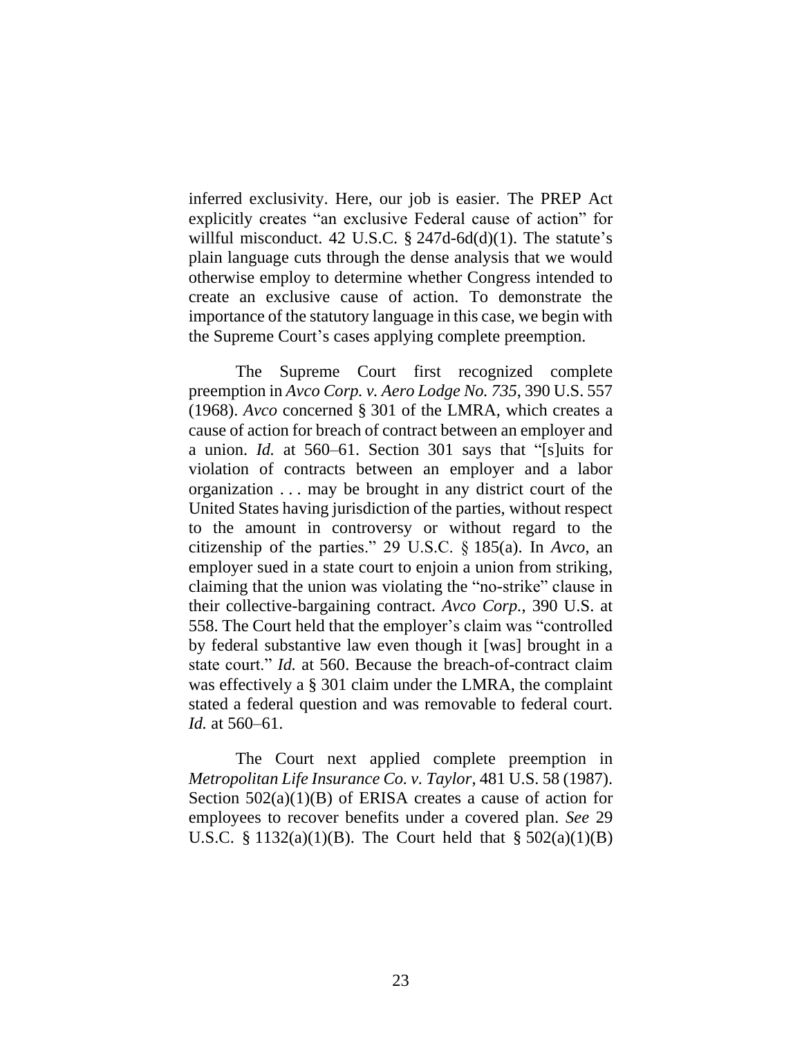inferred exclusivity. Here, our job is easier. The PREP Act explicitly creates "an exclusive Federal cause of action" for willful misconduct. 42 U.S.C. § 247d-6d(d)(1). The statute's plain language cuts through the dense analysis that we would otherwise employ to determine whether Congress intended to create an exclusive cause of action. To demonstrate the importance of the statutory language in this case, we begin with the Supreme Court's cases applying complete preemption.

The Supreme Court first recognized complete preemption in *Avco Corp. v. Aero Lodge No. 735*, 390 U.S. 557 (1968). *Avco* concerned § 301 of the LMRA, which creates a cause of action for breach of contract between an employer and a union. *Id.* at 560–61. Section 301 says that "[s]uits for violation of contracts between an employer and a labor organization . . . may be brought in any district court of the United States having jurisdiction of the parties, without respect to the amount in controversy or without regard to the citizenship of the parties." 29 U.S.C. § 185(a). In *Avco*, an employer sued in a state court to enjoin a union from striking, claiming that the union was violating the "no-strike" clause in their collective-bargaining contract. *Avco Corp.*, 390 U.S. at 558. The Court held that the employer's claim was "controlled by federal substantive law even though it [was] brought in a state court." *Id.* at 560. Because the breach-of-contract claim was effectively a § 301 claim under the LMRA, the complaint stated a federal question and was removable to federal court. *Id.* at 560–61.

The Court next applied complete preemption in *Metropolitan Life Insurance Co. v. Taylor*, 481 U.S. 58 (1987). Section 502(a)(1)(B) of ERISA creates a cause of action for employees to recover benefits under a covered plan. *See* 29 U.S.C. § 1132(a)(1)(B). The Court held that § 502(a)(1)(B)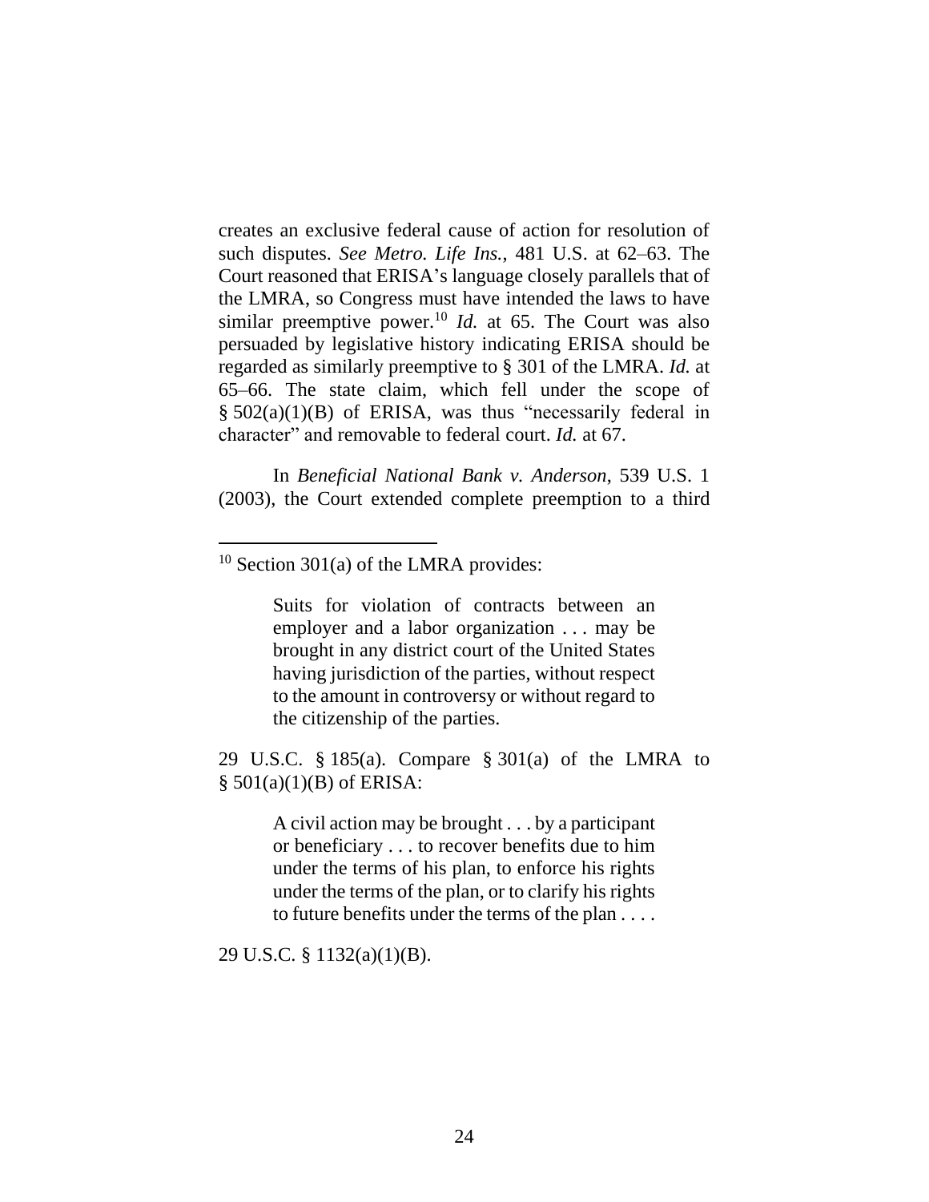creates an exclusive federal cause of action for resolution of such disputes. *See Metro. Life Ins.*, 481 U.S. at 62–63. The Court reasoned that ERISA's language closely parallels that of the LMRA, so Congress must have intended the laws to have similar preemptive power.[10] *Id.* at 65. The Court was also persuaded by legislative history indicating ERISA should be regarded as similarly preemptive to § 301 of the LMRA. *Id.* at 65–66. The state claim, which fell under the scope of § 502(a)(1)(B) of ERISA, was thus "necessarily federal in character" and removable to federal court. *Id.* at 67.

In *Beneficial National Bank v. Anderson*, 539 U.S. 1 (2003), the Court extended complete preemption to a third

---

[10] Section 301(a) of the LMRA provides:

> Suits for violation of contracts between an employer and a labor organization . . . may be brought in any district court of the United States having jurisdiction of the parties, without respect to the amount in controversy or without regard to the citizenship of the parties.

29 U.S.C. § 185(a). Compare § 301(a) of the LMRA to § 501(a)(1)(B) of ERISA:

> A civil action may be brought . . . by a participant or beneficiary . . . to recover benefits due to him under the terms of his plan, to enforce his rights under the terms of the plan, or to clarify his rights to future benefits under the terms of the plan . . . .

29 U.S.C. § 1132(a)(1)(B).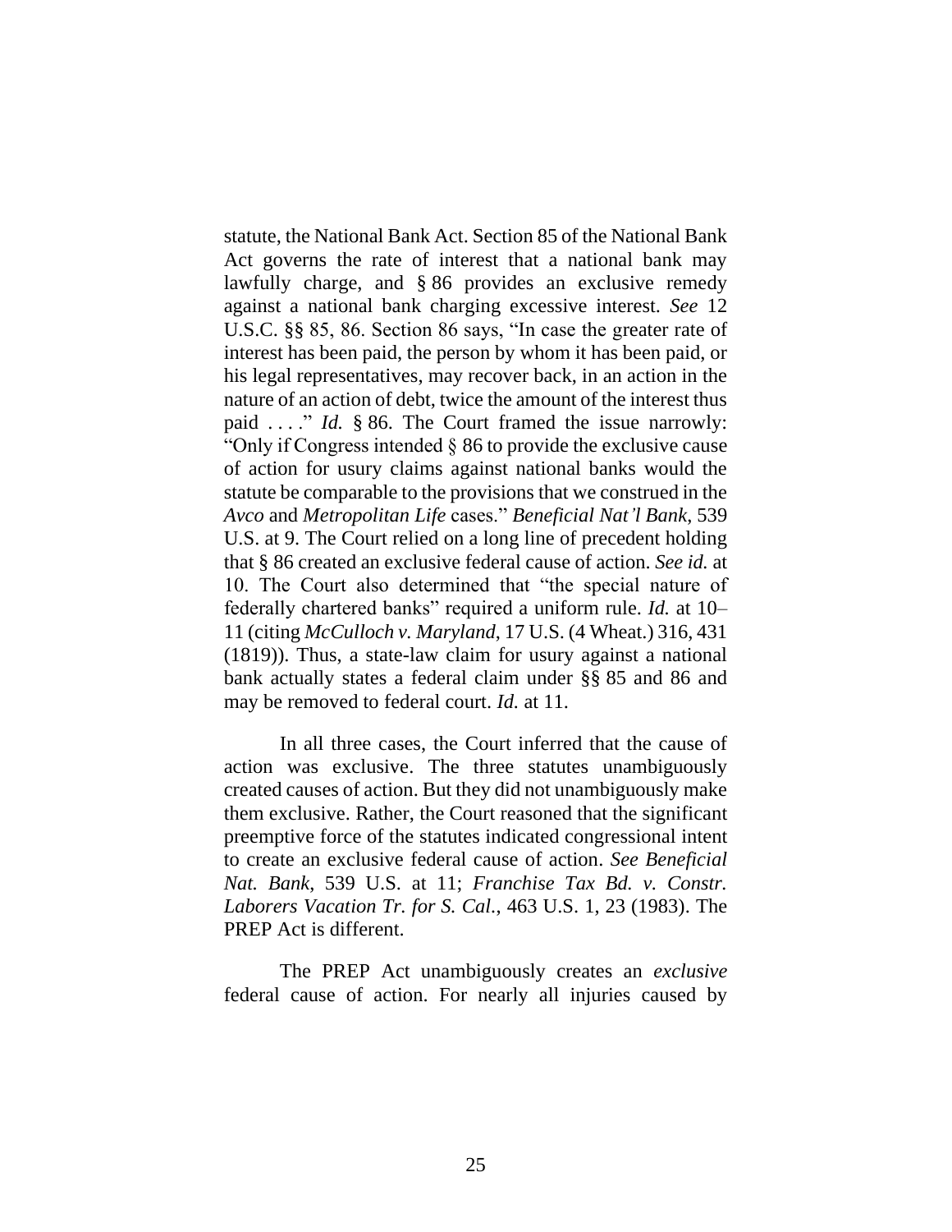statute, the National Bank Act. Section 85 of the National Bank Act governs the rate of interest that a national bank may lawfully charge, and § 86 provides an exclusive remedy against a national bank charging excessive interest. *See* 12 U.S.C. §§ 85, 86. Section 86 says, "In case the greater rate of interest has been paid, the person by whom it has been paid, or his legal representatives, may recover back, in an action in the nature of an action of debt, twice the amount of the interest thus paid . . . ." *Id.* § 86. The Court framed the issue narrowly: "Only if Congress intended § 86 to provide the exclusive cause of action for usury claims against national banks would the statute be comparable to the provisions that we construed in the *Avco* and *Metropolitan Life* cases." *Beneficial Nat'l Bank*, 539 U.S. at 9. The Court relied on a long line of precedent holding that § 86 created an exclusive federal cause of action. *See id.* at 10. The Court also determined that "the special nature of federally chartered banks" required a uniform rule. *Id.* at 10–11 (citing *McCulloch v. Maryland*, 17 U.S. (4 Wheat.) 316, 431 (1819)). Thus, a state-law claim for usury against a national bank actually states a federal claim under §§ 85 and 86 and may be removed to federal court. *Id.* at 11.

In all three cases, the Court inferred that the cause of action was exclusive. The three statutes unambiguously created causes of action. But they did not unambiguously make them exclusive. Rather, the Court reasoned that the significant preemptive force of the statutes indicated congressional intent to create an exclusive federal cause of action. *See Beneficial Nat. Bank*, 539 U.S. at 11; *Franchise Tax Bd. v. Constr. Laborers Vacation Tr. for S. Cal.*, 463 U.S. 1, 23 (1983). The PREP Act is different.

The PREP Act unambiguously creates an *exclusive* federal cause of action. For nearly all injuries caused by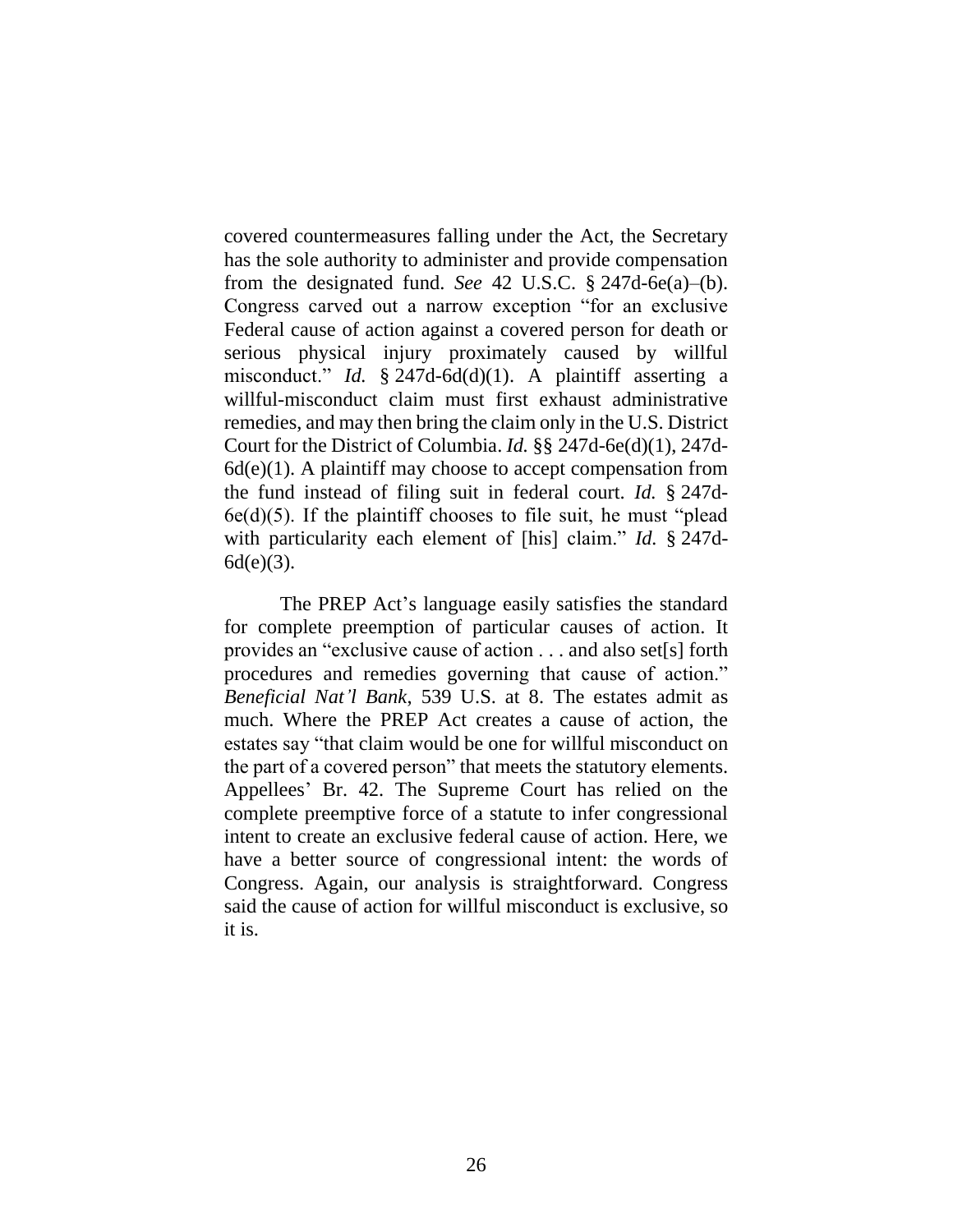covered countermeasures falling under the Act, the Secretary has the sole authority to administer and provide compensation from the designated fund. *See* 42 U.S.C. § 247d-6e(a)–(b). Congress carved out a narrow exception "for an exclusive Federal cause of action against a covered person for death or serious physical injury proximately caused by willful misconduct." *Id.* § 247d-6d(d)(1). A plaintiff asserting a willful-misconduct claim must first exhaust administrative remedies, and may then bring the claim only in the U.S. District Court for the District of Columbia. *Id.* §§ 247d-6e(d)(1), 247d-6d(e)(1). A plaintiff may choose to accept compensation from the fund instead of filing suit in federal court. *Id.* § 247d-6e(d)(5). If the plaintiff chooses to file suit, he must "plead with particularity each element of [his] claim." *Id.* § 247d-6d(e)(3).

The PREP Act's language easily satisfies the standard for complete preemption of particular causes of action. It provides an "exclusive cause of action . . . and also set[s] forth procedures and remedies governing that cause of action." *Beneficial Nat'l Bank*, 539 U.S. at 8. The estates admit as much. Where the PREP Act creates a cause of action, the estates say "that claim would be one for willful misconduct on the part of a covered person" that meets the statutory elements. Appellees' Br. 42. The Supreme Court has relied on the complete preemptive force of a statute to infer congressional intent to create an exclusive federal cause of action. Here, we have a better source of congressional intent: the words of Congress. Again, our analysis is straightforward. Congress said the cause of action for willful misconduct is exclusive, so it is.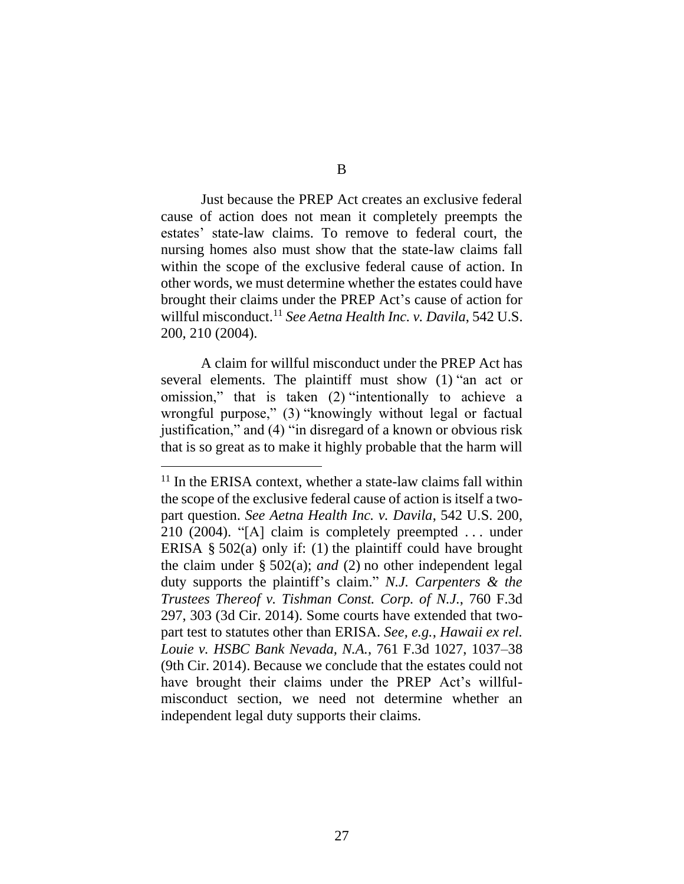## B

Just because the PREP Act creates an exclusive federal cause of action does not mean it completely preempts the estates' state-law claims. To remove to federal court, the nursing homes also must show that the state-law claims fall within the scope of the exclusive federal cause of action. In other words, we must determine whether the estates could have brought their claims under the PREP Act's cause of action for willful misconduct.[11] *See Aetna Health Inc. v. Davila*, 542 U.S. 200, 210 (2004).

A claim for willful misconduct under the PREP Act has several elements. The plaintiff must show (1) "an act or omission," that is taken (2) "intentionally to achieve a wrongful purpose," (3) "knowingly without legal or factual justification," and (4) "in disregard of a known or obvious risk that is so great as to make it highly probable that the harm will

---

[11] In the ERISA context, whether a state-law claims fall within the scope of the exclusive federal cause of action is itself a two-part question. *See Aetna Health Inc. v. Davila*, 542 U.S. 200, 210 (2004). "[A] claim is completely preempted . . . under ERISA § 502(a) only if: (1) the plaintiff could have brought the claim under § 502(a); *and* (2) no other independent legal duty supports the plaintiff's claim." *N.J. Carpenters & the Trustees Thereof v. Tishman Const. Corp. of N.J.*, 760 F.3d 297, 303 (3d Cir. 2014). Some courts have extended that two-part test to statutes other than ERISA. *See, e.g.*, *Hawaii ex rel. Louie v. HSBC Bank Nevada, N.A.*, 761 F.3d 1027, 1037–38 (9th Cir. 2014). Because we conclude that the estates could not have brought their claims under the PREP Act's willful-misconduct section, we need not determine whether an independent legal duty supports their claims.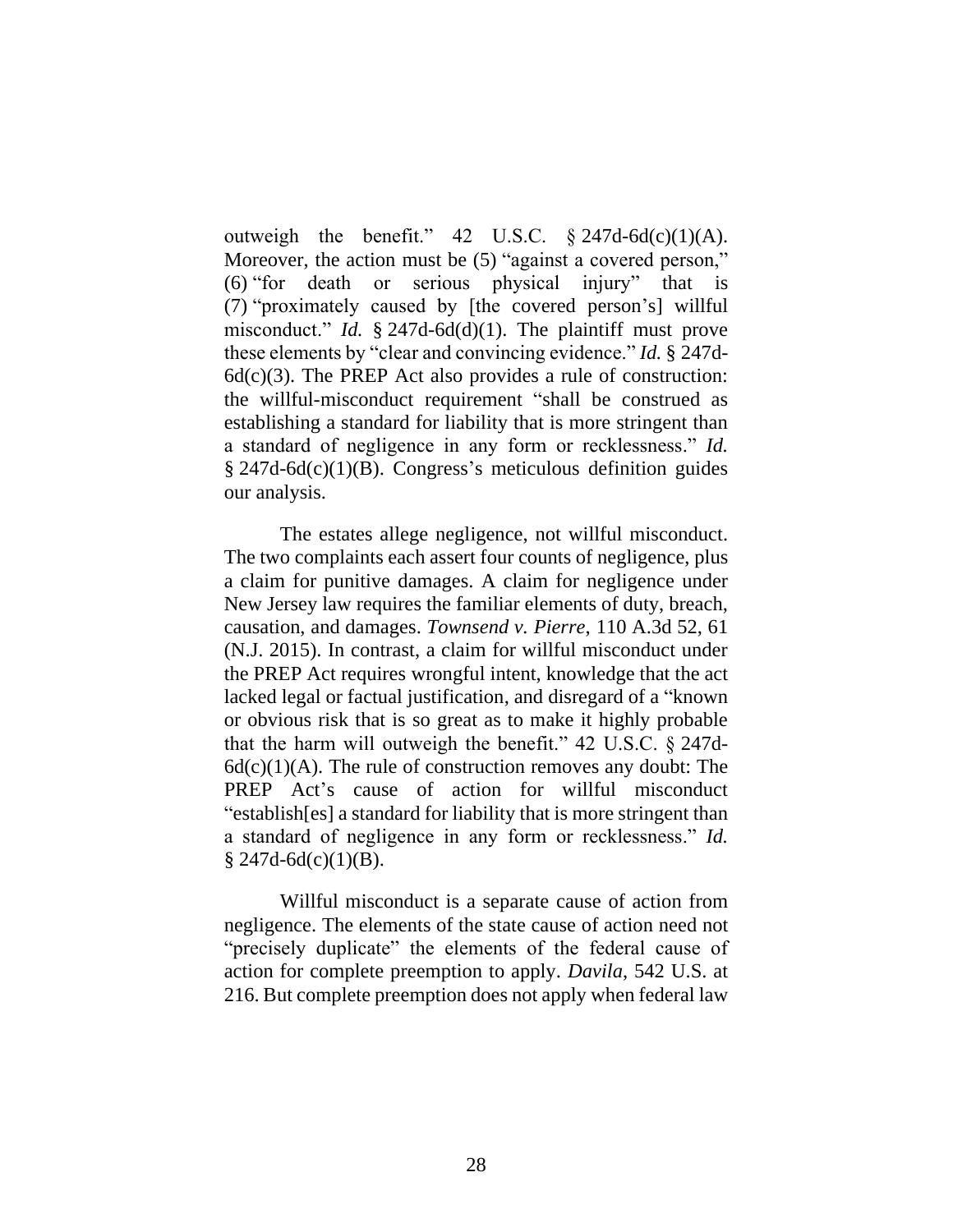outweigh the benefit." 42 U.S.C. § 247d-6d(c)(1)(A). Moreover, the action must be (5) "against a covered person," (6) "for death or serious physical injury" that is (7) "proximately caused by [the covered person's] willful misconduct." *Id.* § 247d-6d(d)(1). The plaintiff must prove these elements by "clear and convincing evidence." *Id.* § 247d-6d(c)(3). The PREP Act also provides a rule of construction: the willful-misconduct requirement "shall be construed as establishing a standard for liability that is more stringent than a standard of negligence in any form or recklessness." *Id.* § 247d-6d(c)(1)(B). Congress's meticulous definition guides our analysis.

The estates allege negligence, not willful misconduct. The two complaints each assert four counts of negligence, plus a claim for punitive damages. A claim for negligence under New Jersey law requires the familiar elements of duty, breach, causation, and damages. *Townsend v. Pierre*, 110 A.3d 52, 61 (N.J. 2015). In contrast, a claim for willful misconduct under the PREP Act requires wrongful intent, knowledge that the act lacked legal or factual justification, and disregard of a "known or obvious risk that is so great as to make it highly probable that the harm will outweigh the benefit." 42 U.S.C. § 247d-6d(c)(1)(A). The rule of construction removes any doubt: The PREP Act's cause of action for willful misconduct "establish[es] a standard for liability that is more stringent than a standard of negligence in any form or recklessness." *Id.* § 247d-6d(c)(1)(B).

Willful misconduct is a separate cause of action from negligence. The elements of the state cause of action need not "precisely duplicate" the elements of the federal cause of action for complete preemption to apply. *Davila*, 542 U.S. at 216. But complete preemption does not apply when federal law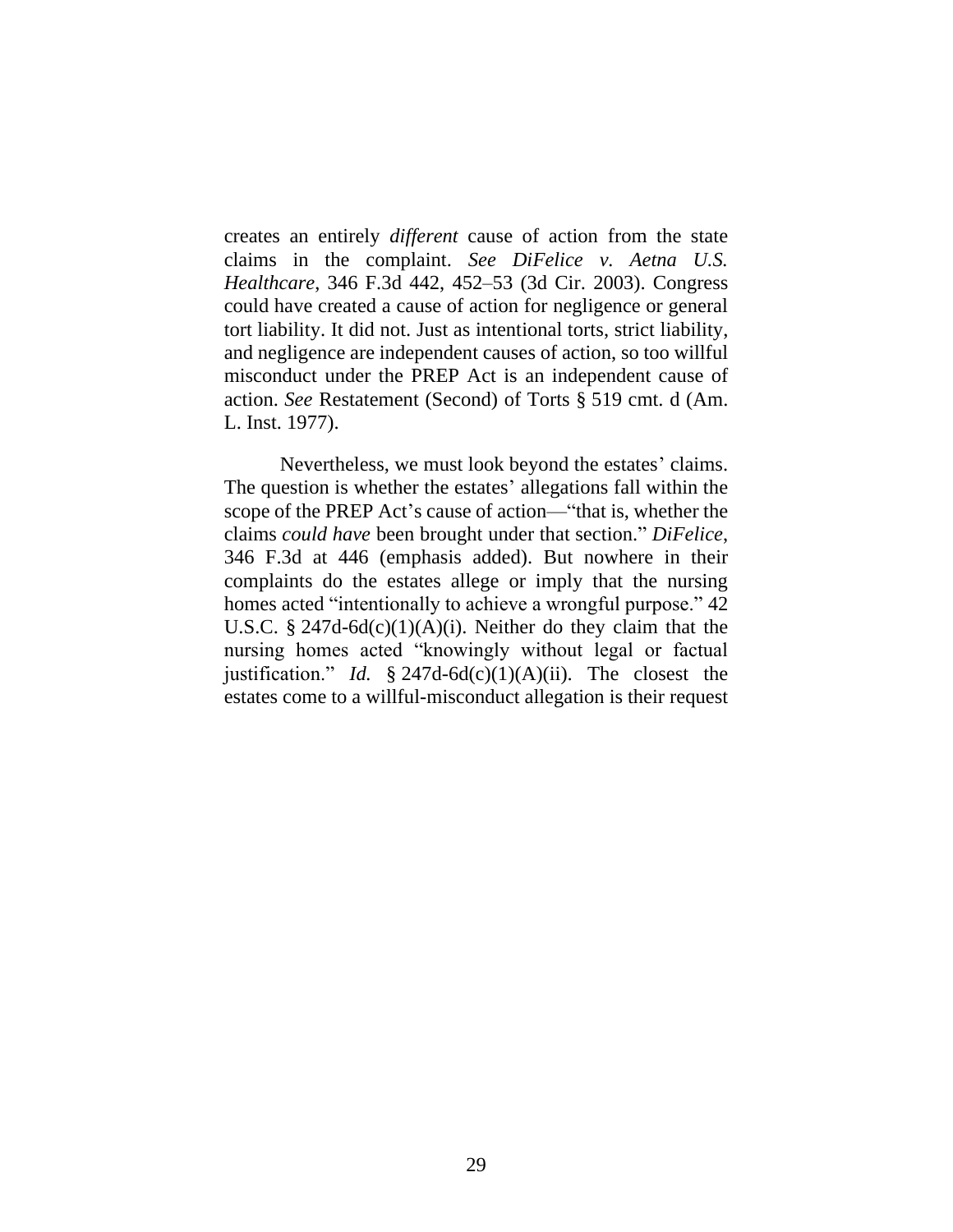creates an entirely *different* cause of action from the state claims in the complaint. *See DiFelice v. Aetna U.S. Healthcare*, 346 F.3d 442, 452–53 (3d Cir. 2003). Congress could have created a cause of action for negligence or general tort liability. It did not. Just as intentional torts, strict liability, and negligence are independent causes of action, so too willful misconduct under the PREP Act is an independent cause of action. *See* Restatement (Second) of Torts § 519 cmt. d (Am. L. Inst. 1977).

Nevertheless, we must look beyond the estates' claims. The question is whether the estates' allegations fall within the scope of the PREP Act's cause of action—"that is, whether the claims *could have* been brought under that section." *DiFelice*, 346 F.3d at 446 (emphasis added). But nowhere in their complaints do the estates allege or imply that the nursing homes acted "intentionally to achieve a wrongful purpose." 42 U.S.C. § 247d-6d(c)(1)(A)(i). Neither do they claim that the nursing homes acted "knowingly without legal or factual justification." *Id.* § 247d-6d(c)(1)(A)(ii). The closest the estates come to a willful-misconduct allegation is their request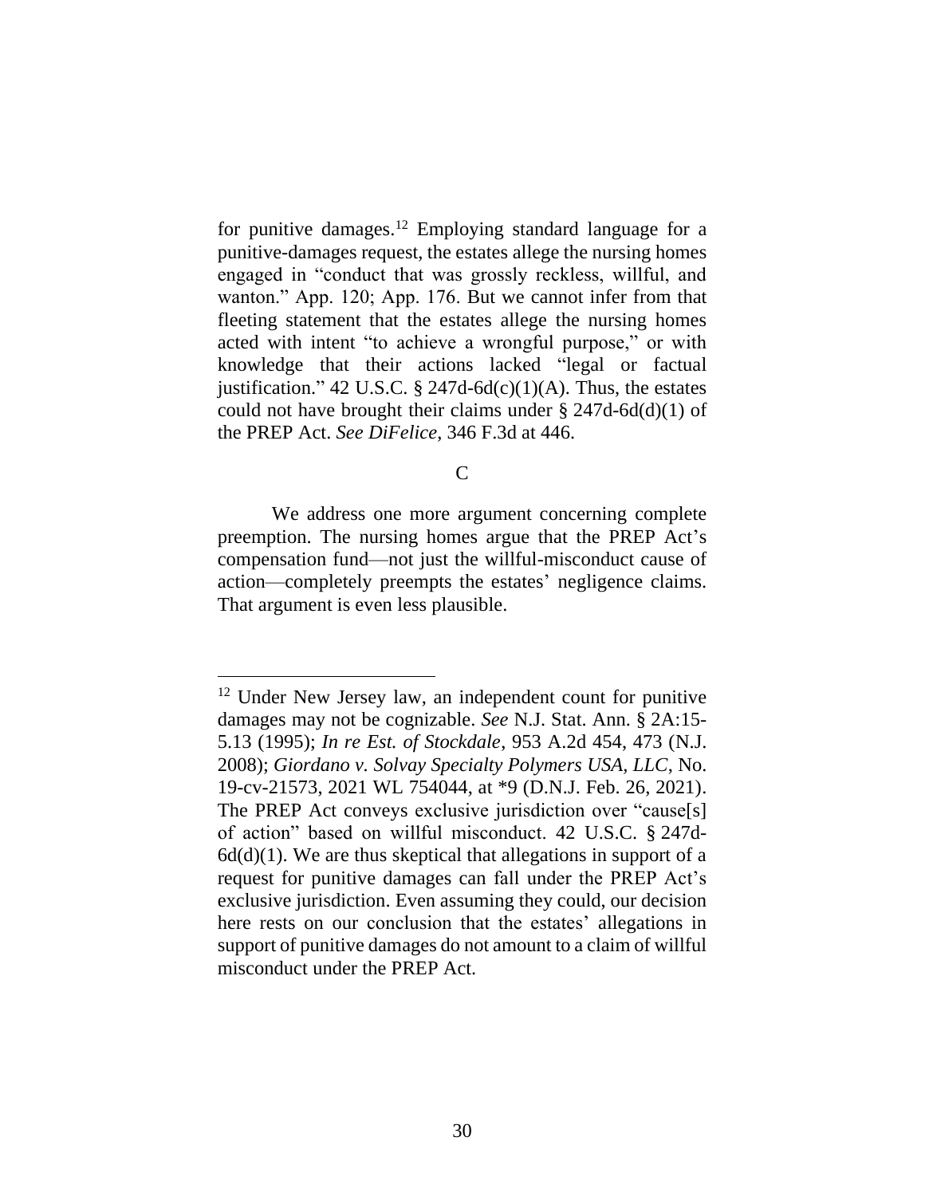for punitive damages.[12] Employing standard language for a punitive-damages request, the estates allege the nursing homes engaged in "conduct that was grossly reckless, willful, and wanton." App. 120; App. 176. But we cannot infer from that fleeting statement that the estates allege the nursing homes acted with intent "to achieve a wrongful purpose," or with knowledge that their actions lacked "legal or factual justification." 42 U.S.C. § 247d-6d(c)(1)(A). Thus, the estates could not have brought their claims under § 247d-6d(d)(1) of the PREP Act. *See DiFelice*, 346 F.3d at 446.

### C

We address one more argument concerning complete preemption. The nursing homes argue that the PREP Act's compensation fund—not just the willful-misconduct cause of action—completely preempts the estates' negligence claims. That argument is even less plausible.

---

[12] Under New Jersey law, an independent count for punitive damages may not be cognizable. *See* N.J. Stat. Ann. § 2A:15-5.13 (1995); *In re Est. of Stockdale*, 953 A.2d 454, 473 (N.J. 2008); *Giordano v. Solvay Specialty Polymers USA, LLC*, No. 19-cv-21573, 2021 WL 754044, at *9 (D.N.J. Feb. 26, 2021). The PREP Act conveys exclusive jurisdiction over "cause[s] of action" based on willful misconduct. 42 U.S.C. § 247d-6d(d)(1). We are thus skeptical that allegations in support of a request for punitive damages can fall under the PREP Act's exclusive jurisdiction. Even assuming they could, our decision here rests on our conclusion that the estates' allegations in support of punitive damages do not amount to a claim of willful misconduct under the PREP Act.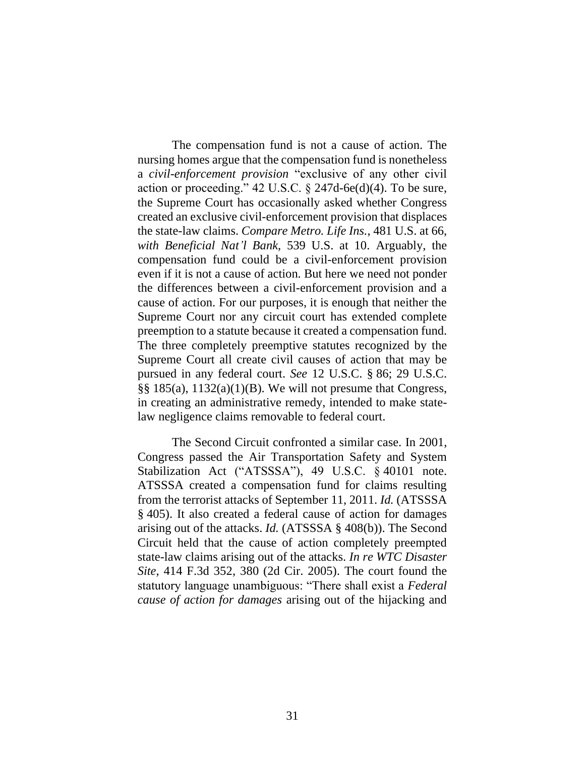The compensation fund is not a cause of action. The nursing homes argue that the compensation fund is nonetheless a *civil-enforcement provision* "exclusive of any other civil action or proceeding." 42 U.S.C. § 247d-6e(d)(4). To be sure, the Supreme Court has occasionally asked whether Congress created an exclusive civil-enforcement provision that displaces the state-law claims. *Compare Metro. Life Ins.*, 481 U.S. at 66, *with Beneficial Nat'l Bank*, 539 U.S. at 10. Arguably, the compensation fund could be a civil-enforcement provision even if it is not a cause of action. But here we need not ponder the differences between a civil-enforcement provision and a cause of action. For our purposes, it is enough that neither the Supreme Court nor any circuit court has extended complete preemption to a statute because it created a compensation fund. The three completely preemptive statutes recognized by the Supreme Court all create civil causes of action that may be pursued in any federal court. *See* 12 U.S.C. § 86; 29 U.S.C. §§ 185(a), 1132(a)(1)(B). We will not presume that Congress, in creating an administrative remedy, intended to make state-law negligence claims removable to federal court.

The Second Circuit confronted a similar case. In 2001, Congress passed the Air Transportation Safety and System Stabilization Act ("ATSSSA"), 49 U.S.C. § 40101 note. ATSSSA created a compensation fund for claims resulting from the terrorist attacks of September 11, 2011. *Id.* (ATSSSA § 405). It also created a federal cause of action for damages arising out of the attacks. *Id.* (ATSSSA § 408(b)). The Second Circuit held that the cause of action completely preempted state-law claims arising out of the attacks. *In re WTC Disaster Site*, 414 F.3d 352, 380 (2d Cir. 2005). The court found the statutory language unambiguous: "There shall exist a *Federal cause of action for damages* arising out of the hijacking and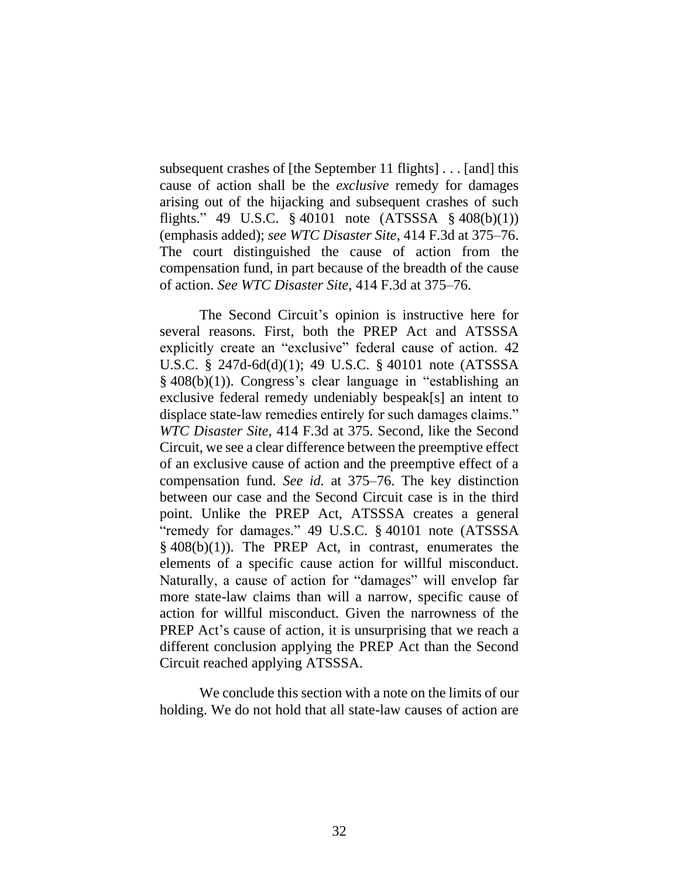subsequent crashes of [the September 11 flights] . . . [and] this cause of action shall be the *exclusive* remedy for damages arising out of the hijacking and subsequent crashes of such flights." 49 U.S.C. § 40101 note (ATSSSA § 408(b)(1)) (emphasis added); *see WTC Disaster Site*, 414 F.3d at 375–76. The court distinguished the cause of action from the compensation fund, in part because of the breadth of the cause of action. *See WTC Disaster Site*, 414 F.3d at 375–76.

The Second Circuit's opinion is instructive here for several reasons. First, both the PREP Act and ATSSSA explicitly create an "exclusive" federal cause of action. 42 U.S.C. § 247d-6d(d)(1); 49 U.S.C. § 40101 note (ATSSSA § 408(b)(1)). Congress's clear language in "establishing an exclusive federal remedy undeniably bespeak[s] an intent to displace state-law remedies entirely for such damages claims." *WTC Disaster Site*, 414 F.3d at 375. Second, like the Second Circuit, we see a clear difference between the preemptive effect of an exclusive cause of action and the preemptive effect of a compensation fund. *See id.* at 375–76. The key distinction between our case and the Second Circuit case is in the third point. Unlike the PREP Act, ATSSSA creates a general "remedy for damages." 49 U.S.C. § 40101 note (ATSSSA § 408(b)(1)). The PREP Act, in contrast, enumerates the elements of a specific cause action for willful misconduct. Naturally, a cause of action for "damages" will envelop far more state-law claims than will a narrow, specific cause of action for willful misconduct. Given the narrowness of the PREP Act's cause of action, it is unsurprising that we reach a different conclusion applying the PREP Act than the Second Circuit reached applying ATSSSA.

We conclude this section with a note on the limits of our holding. We do not hold that all state-law causes of action are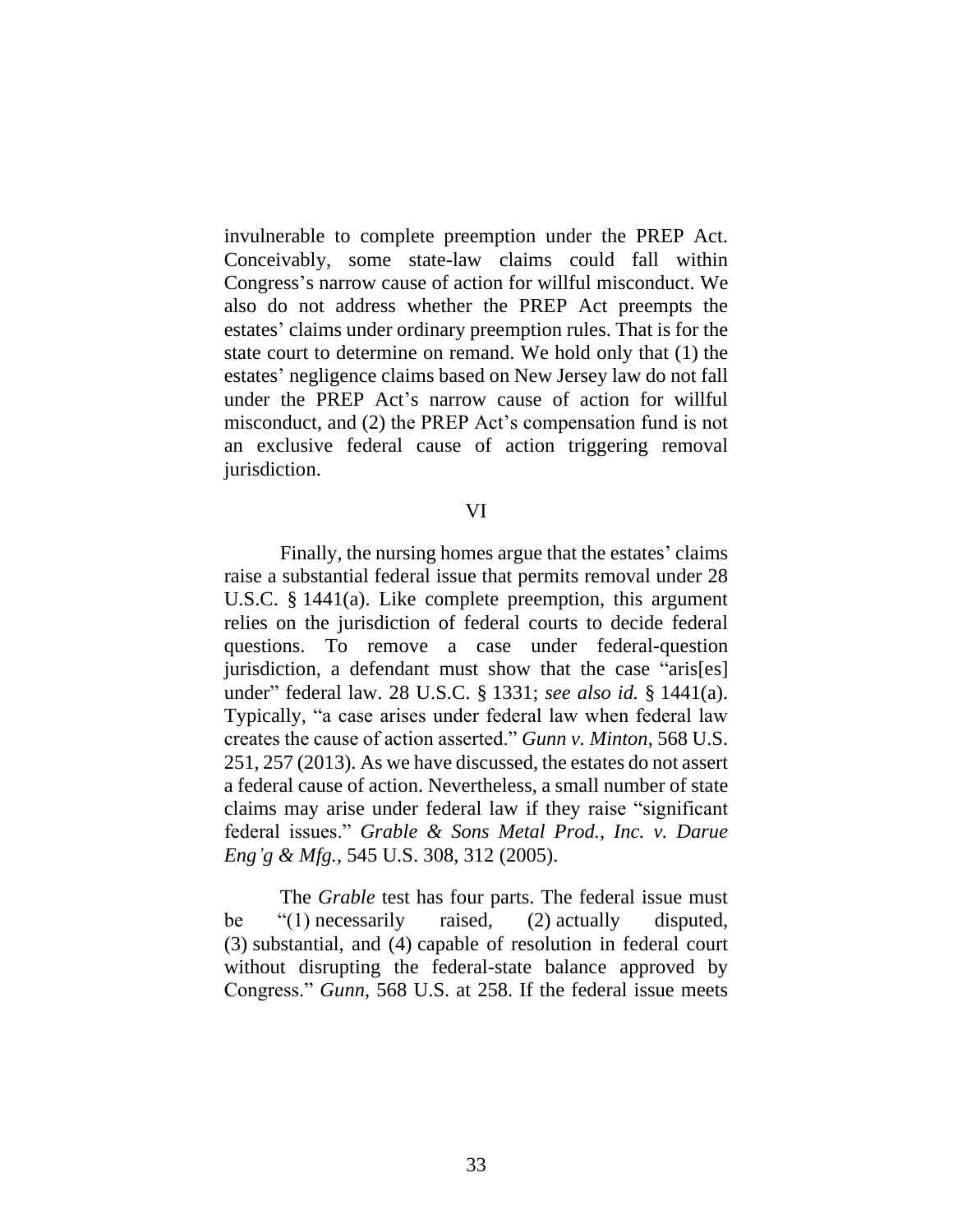invulnerable to complete preemption under the PREP Act. Conceivably, some state-law claims could fall within Congress's narrow cause of action for willful misconduct. We also do not address whether the PREP Act preempts the estates' claims under ordinary preemption rules. That is for the state court to determine on remand. We hold only that (1) the estates' negligence claims based on New Jersey law do not fall under the PREP Act's narrow cause of action for willful misconduct, and (2) the PREP Act's compensation fund is not an exclusive federal cause of action triggering removal jurisdiction.

## VI

Finally, the nursing homes argue that the estates' claims raise a substantial federal issue that permits removal under 28 U.S.C. § 1441(a). Like complete preemption, this argument relies on the jurisdiction of federal courts to decide federal questions. To remove a case under federal-question jurisdiction, a defendant must show that the case "aris[es] under" federal law. 28 U.S.C. § 1331; *see also id.* § 1441(a). Typically, "a case arises under federal law when federal law creates the cause of action asserted." *Gunn v. Minton*, 568 U.S. 251, 257 (2013). As we have discussed, the estates do not assert a federal cause of action. Nevertheless, a small number of state claims may arise under federal law if they raise "significant federal issues." *Grable & Sons Metal Prod., Inc. v. Darue Eng'g & Mfg.*, 545 U.S. 308, 312 (2005).

The *Grable* test has four parts. The federal issue must be "(1) necessarily raised, (2) actually disputed, (3) substantial, and (4) capable of resolution in federal court without disrupting the federal-state balance approved by Congress." *Gunn*, 568 U.S. at 258. If the federal issue meets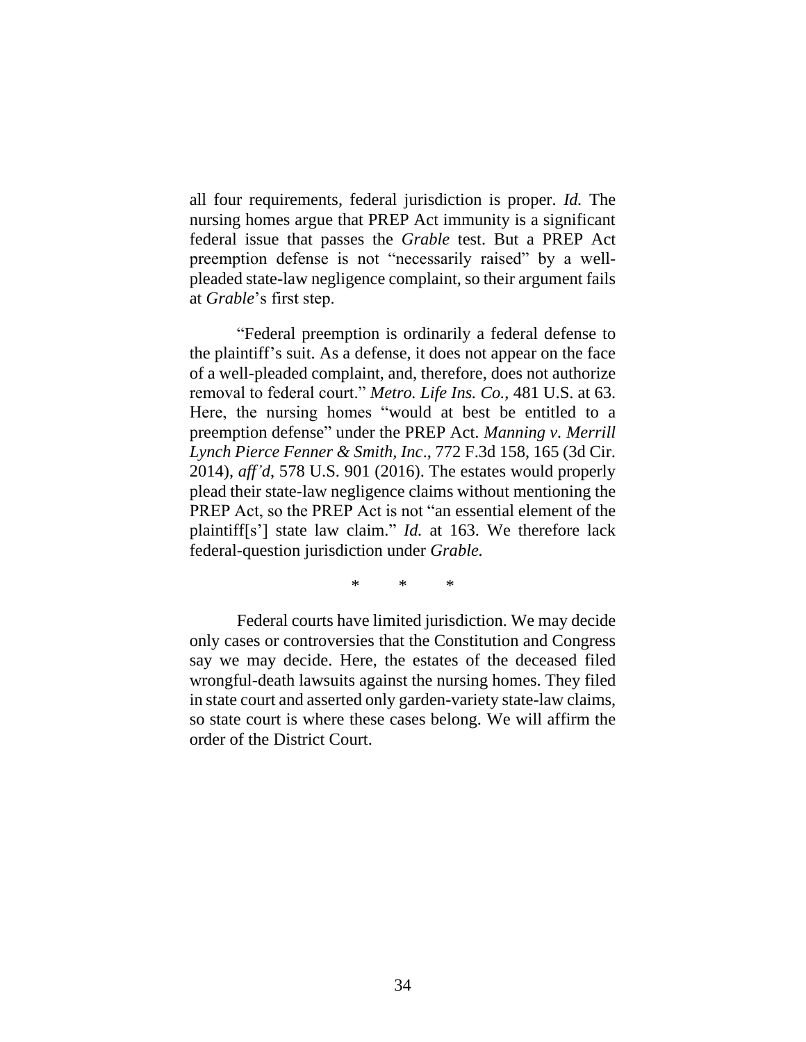all four requirements, federal jurisdiction is proper. *Id.* The nursing homes argue that PREP Act immunity is a significant federal issue that passes the *Grable* test. But a PREP Act preemption defense is not "necessarily raised" by a well-pleaded state-law negligence complaint, so their argument fails at *Grable*'s first step.

"Federal preemption is ordinarily a federal defense to the plaintiff's suit. As a defense, it does not appear on the face of a well-pleaded complaint, and, therefore, does not authorize removal to federal court." *Metro. Life Ins. Co.*, 481 U.S. at 63. Here, the nursing homes "would at best be entitled to a preemption defense" under the PREP Act. *Manning v. Merrill Lynch Pierce Fenner & Smith, Inc*., 772 F.3d 158, 165 (3d Cir. 2014), *aff'd*, 578 U.S. 901 (2016). The estates would properly plead their state-law negligence claims without mentioning the PREP Act, so the PREP Act is not "an essential element of the plaintiff[s'] state law claim." *Id.* at 163. We therefore lack federal-question jurisdiction under *Grable.*

\* \* \*

Federal courts have limited jurisdiction. We may decide only cases or controversies that the Constitution and Congress say we may decide. Here, the estates of the deceased filed wrongful-death lawsuits against the nursing homes. They filed in state court and asserted only garden-variety state-law claims, so state court is where these cases belong. We will affirm the order of the District Court.